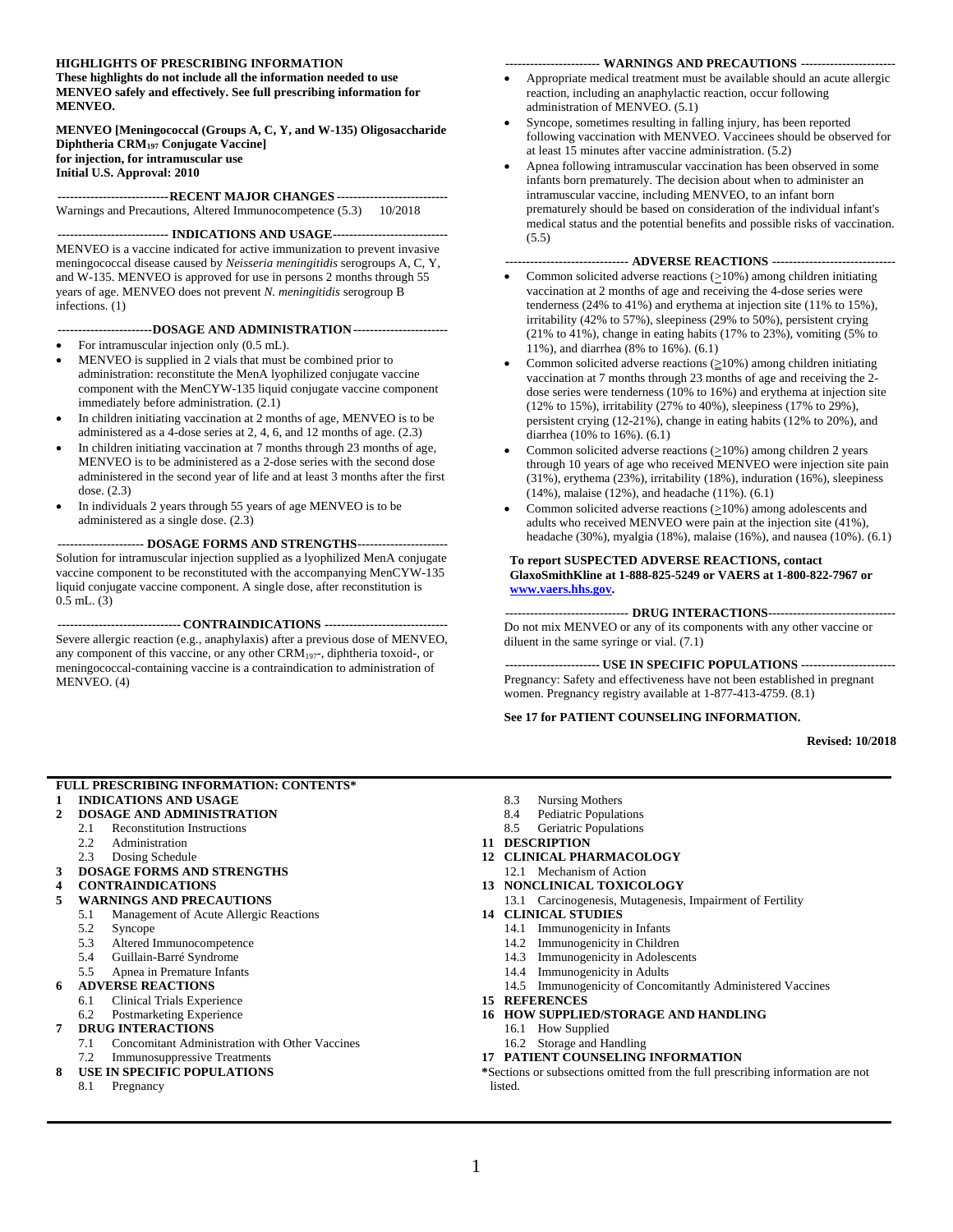**HIGHLIGHTS OF PRESCRIBING INFORMATION**
**These highlights do not include all the information needed to use MENVEO safely and effectively. See full prescribing information for MENVEO.**

**MENVEO [Meningococcal (Groups A, C, Y, and W-135) Oligosaccharide Diphtheria $CRM_{197}$ Conjugate Vaccine]**
**for injection, for intramuscular use**
**Initial U.S. Approval: 2010**

**RECENT MAJOR CHANGES**

Warnings and Precautions, Altered Immunocompetence (5.3) 10/2018

**INDICATIONS AND USAGE**

MENVEO is a vaccine indicated for active immunization to prevent invasive meningococcal disease caused by *Neisseria meningitidis* serogroups A, C, Y, and W-135. MENVEO is approved for use in persons 2 months through 55 years of age. MENVEO does not prevent *N. meningitidis* serogroup B infections. (1)

**DOSAGE AND ADMINISTRATION**

- For intramuscular injection only (0.5 mL).
- MENVEO is supplied in 2 vials that must be combined prior to administration: reconstitute the MenA lyophilized conjugate vaccine component with the MenCYW-135 liquid conjugate vaccine component immediately before administration. (2.1)
- In children initiating vaccination at 2 months of age, MENVEO is to be administered as a 4-dose series at 2, 4, 6, and 12 months of age. (2.3)
- In children initiating vaccination at 7 months through 23 months of age, MENVEO is to be administered as a 2-dose series with the second dose administered in the second year of life and at least 3 months after the first dose. (2.3)
- In individuals 2 years through 55 years of age MENVEO is to be administered as a single dose. (2.3)

**DOSAGE FORMS AND STRENGTHS**

Solution for intramuscular injection supplied as a lyophilized MenA conjugate vaccine component to be reconstituted with the accompanying MenCYW-135 liquid conjugate vaccine component. A single dose, after reconstitution is 0.5 mL. (3)

**CONTRAINDICATIONS**

Severe allergic reaction (e.g., anaphylaxis) after a previous dose of MENVEO, any component of this vaccine, or any other $CRM_{197}$-, diphtheria toxoid-, or meningococcal-containing vaccine is a contraindication to administration of MENVEO. (4)

**WARNINGS AND PRECAUTIONS**

- Appropriate medical treatment must be available should an acute allergic reaction, including an anaphylactic reaction, occur following administration of MENVEO. (5.1)
- Syncope, sometimes resulting in falling injury, has been reported following vaccination with MENVEO. Vaccinees should be observed for at least 15 minutes after vaccine administration. (5.2)
- Apnea following intramuscular vaccination has been observed in some infants born prematurely. The decision about when to administer an intramuscular vaccine, including MENVEO, to an infant born prematurely should be based on consideration of the individual infant's medical status and the potential benefits and possible risks of vaccination. (5.5)

**ADVERSE REACTIONS**

- Common solicited adverse reactions ($\geq$10%) among children initiating vaccination at 2 months of age and receiving the 4-dose series were tenderness (24% to 41%) and erythema at injection site (11% to 15%), irritability (42% to 57%), sleepiness (29% to 50%), persistent crying (21% to 41%), change in eating habits (17% to 23%), vomiting (5% to 11%), and diarrhea (8% to 16%). (6.1)
- Common solicited adverse reactions ($\geq$10%) among children initiating vaccination at 7 months through 23 months of age and receiving the 2-dose series were tenderness (10% to 16%) and erythema at injection site (12% to 15%), irritability (27% to 40%), sleepiness (17% to 29%), persistent crying (12-21%), change in eating habits (12% to 20%), and diarrhea (10% to 16%). (6.1)
- Common solicited adverse reactions ($\geq$10%) among children 2 years through 10 years of age who received MENVEO were injection site pain (31%), erythema (23%), irritability (18%), induration (16%), sleepiness (14%), malaise (12%), and headache (11%). (6.1)
- Common solicited adverse reactions ($\geq$10%) among adolescents and adults who received MENVEO were pain at the injection site (41%), headache (30%), myalgia (18%), malaise (16%), and nausea (10%). (6.1)

**To report SUSPECTED ADVERSE REACTIONS, contact GlaxoSmithKline at 1-888-825-5249 or VAERS at 1-800-822-7967 or www.vaers.hhs.gov.**

**DRUG INTERACTIONS**

Do not mix MENVEO or any of its components with any other vaccine or diluent in the same syringe or vial. (7.1)

**USE IN SPECIFIC POPULATIONS**

Pregnancy: Safety and effectiveness have not been established in pregnant women. Pregnancy registry available at 1-877-413-4759. (8.1)

**See 17 for PATIENT COUNSELING INFORMATION.**

**Revised: 10/2018**

---

**FULL PRESCRIBING INFORMATION: CONTENTS***

**1 INDICATIONS AND USAGE**
**2 DOSAGE AND ADMINISTRATION**
- 2.1 Reconstitution Instructions
- 2.2 Administration
- 2.3 Dosing Schedule

**3 DOSAGE FORMS AND STRENGTHS**
**4 CONTRAINDICATIONS**
**5 WARNINGS AND PRECAUTIONS**
- 5.1 Management of Acute Allergic Reactions
- 5.2 Syncope
- 5.3 Altered Immunocompetence
- 5.4 Guillain-Barré Syndrome
- 5.5 Apnea in Premature Infants

**6 ADVERSE REACTIONS**
- 6.1 Clinical Trials Experience
- 6.2 Postmarketing Experience

**7 DRUG INTERACTIONS**
- 7.1 Concomitant Administration with Other Vaccines
- 7.2 Immunosuppressive Treatments

**8 USE IN SPECIFIC POPULATIONS**
- 8.1 Pregnancy
- 8.3 Nursing Mothers
- 8.4 Pediatric Populations
- 8.5 Geriatric Populations

**11 DESCRIPTION**
**12 CLINICAL PHARMACOLOGY**
- 12.1 Mechanism of Action

**13 NONCLINICAL TOXICOLOGY**
- 13.1 Carcinogenesis, Mutagenesis, Impairment of Fertility

**14 CLINICAL STUDIES**
- 14.1 Immunogenicity in Infants
- 14.2 Immunogenicity in Children
- 14.3 Immunogenicity in Adolescents
- 14.4 Immunogenicity in Adults
- 14.5 Immunogenicity of Concomitantly Administered Vaccines

**15 REFERENCES**
**16 HOW SUPPLIED/STORAGE AND HANDLING**
- 16.1 How Supplied
- 16.2 Storage and Handling

**17 PATIENT COUNSELING INFORMATION**

***Sections or subsections omitted from the full prescribing information are not listed.**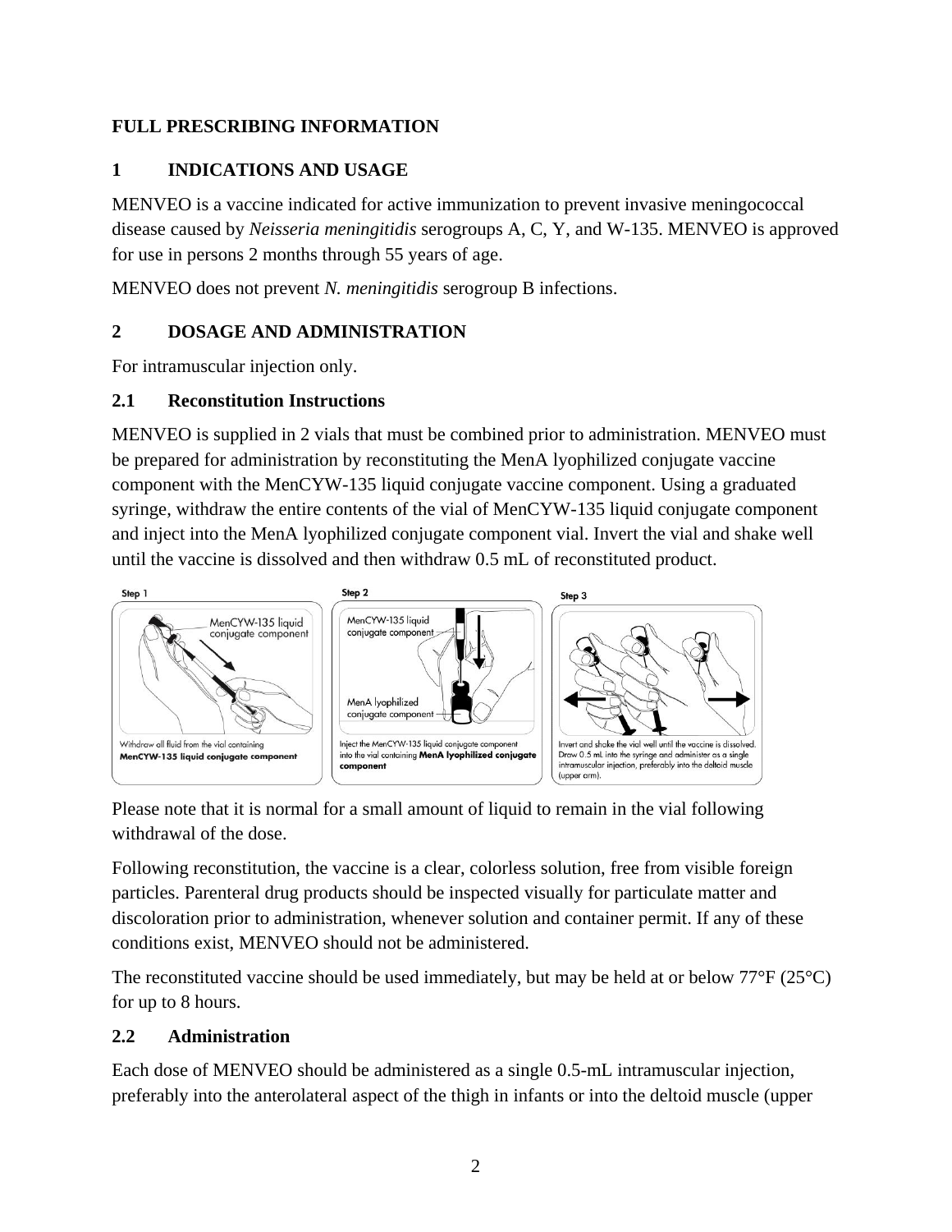# FULL PRESCRIBING INFORMATION

## 1 INDICATIONS AND USAGE

MENVEO is a vaccine indicated for active immunization to prevent invasive meningococcal disease caused by *Neisseria meningitidis* serogroups A, C, Y, and W-135. MENVEO is approved for use in persons 2 months through 55 years of age.

MENVEO does not prevent *N. meningitidis* serogroup B infections.

## 2 DOSAGE AND ADMINISTRATION

For intramuscular injection only.

### 2.1 Reconstitution Instructions

MENVEO is supplied in 2 vials that must be combined prior to administration. MENVEO must be prepared for administration by reconstituting the MenA lyophilized conjugate vaccine component with the MenCYW-135 liquid conjugate vaccine component. Using a graduated syringe, withdraw the entire contents of the vial of MenCYW-135 liquid conjugate component and inject into the MenA lyophilized conjugate component vial. Invert the vial and shake well until the vaccine is dissolved and then withdraw 0.5 mL of reconstituted product.

Step 1

MenCYW-135 liquid conjugate component

Withdraw all fluid from the vial containing **MenCYW-135 liquid conjugate component**

Step 2

MenCYW-135 liquid conjugate component

MenA lyophilized conjugate component

Inject the MenCYW-135 liquid conjugate component into the vial containing **MenA lyophilized conjugate component**

Step 3

Invert and shake the vial well until the vaccine is dissolved. Draw 0.5 mL into the syringe and administer as a single intramuscular injection, preferably into the deltoid muscle (upper arm).

Please note that it is normal for a small amount of liquid to remain in the vial following withdrawal of the dose.

Following reconstitution, the vaccine is a clear, colorless solution, free from visible foreign particles. Parenteral drug products should be inspected visually for particulate matter and discoloration prior to administration, whenever solution and container permit. If any of these conditions exist, MENVEO should not be administered.

The reconstituted vaccine should be used immediately, but may be held at or below 77°F (25°C) for up to 8 hours.

### 2.2 Administration

Each dose of MENVEO should be administered as a single 0.5-mL intramuscular injection, preferably into the anterolateral aspect of the thigh in infants or into the deltoid muscle (upper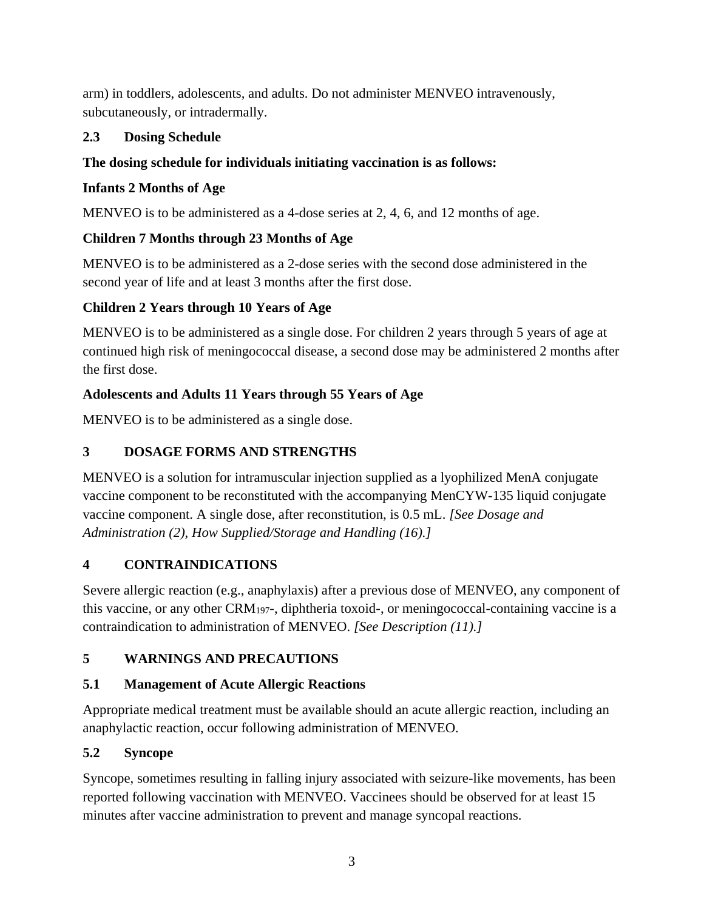arm) in toddlers, adolescents, and adults. Do not administer MENVEO intravenously, subcutaneously, or intradermally.

### 2.3 Dosing Schedule

**The dosing schedule for individuals initiating vaccination is as follows:**

**Infants 2 Months of Age**

MENVEO is to be administered as a 4-dose series at 2, 4, 6, and 12 months of age.

**Children 7 Months through 23 Months of Age**

MENVEO is to be administered as a 2-dose series with the second dose administered in the second year of life and at least 3 months after the first dose.

**Children 2 Years through 10 Years of Age**

MENVEO is to be administered as a single dose. For children 2 years through 5 years of age at continued high risk of meningococcal disease, a second dose may be administered 2 months after the first dose.

**Adolescents and Adults 11 Years through 55 Years of Age**

MENVEO is to be administered as a single dose.

## 3 DOSAGE FORMS AND STRENGTHS

MENVEO is a solution for intramuscular injection supplied as a lyophilized MenA conjugate vaccine component to be reconstituted with the accompanying MenCYW-135 liquid conjugate vaccine component. A single dose, after reconstitution, is 0.5 mL. *[See Dosage and Administration (2), How Supplied/Storage and Handling (16).]*

## 4 CONTRAINDICATIONS

Severe allergic reaction (e.g., anaphylaxis) after a previous dose of MENVEO, any component of this vaccine, or any other $CRM_{197}$-, diphtheria toxoid-, or meningococcal-containing vaccine is a contraindication to administration of MENVEO. *[See Description (11).]*

## 5 WARNINGS AND PRECAUTIONS

### 5.1 Management of Acute Allergic Reactions

Appropriate medical treatment must be available should an acute allergic reaction, including an anaphylactic reaction, occur following administration of MENVEO.

### 5.2 Syncope

Syncope, sometimes resulting in falling injury associated with seizure-like movements, has been reported following vaccination with MENVEO. Vaccinees should be observed for at least 15 minutes after vaccine administration to prevent and manage syncopal reactions.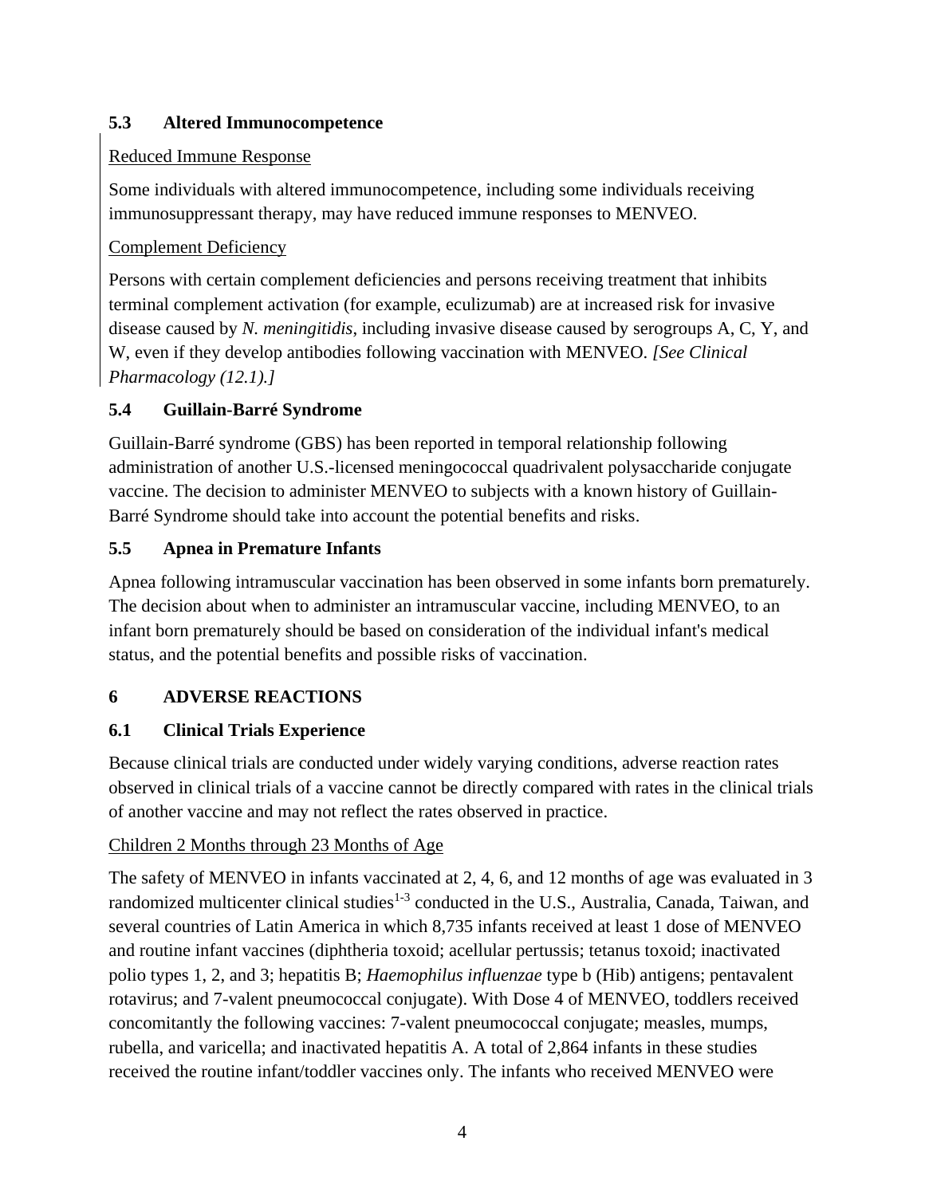### 5.3 Altered Immunocompetence

Reduced Immune Response

Some individuals with altered immunocompetence, including some individuals receiving immunosuppressant therapy, may have reduced immune responses to MENVEO.

Complement Deficiency

Persons with certain complement deficiencies and persons receiving treatment that inhibits terminal complement activation (for example, eculizumab) are at increased risk for invasive disease caused by *N. meningitidis*, including invasive disease caused by serogroups A, C, Y, and W, even if they develop antibodies following vaccination with MENVEO. *[See Clinical Pharmacology (12.1).]*

### 5.4 Guillain-Barré Syndrome

Guillain-Barré syndrome (GBS) has been reported in temporal relationship following administration of another U.S.-licensed meningococcal quadrivalent polysaccharide conjugate vaccine. The decision to administer MENVEO to subjects with a known history of Guillain-Barré Syndrome should take into account the potential benefits and risks.

### 5.5 Apnea in Premature Infants

Apnea following intramuscular vaccination has been observed in some infants born prematurely. The decision about when to administer an intramuscular vaccine, including MENVEO, to an infant born prematurely should be based on consideration of the individual infant's medical status, and the potential benefits and possible risks of vaccination.

## 6 ADVERSE REACTIONS

### 6.1 Clinical Trials Experience

Because clinical trials are conducted under widely varying conditions, adverse reaction rates observed in clinical trials of a vaccine cannot be directly compared with rates in the clinical trials of another vaccine and may not reflect the rates observed in practice.

Children 2 Months through 23 Months of Age

The safety of MENVEO in infants vaccinated at 2, 4, 6, and 12 months of age was evaluated in 3 randomized multicenter clinical studies[1-3] conducted in the U.S., Australia, Canada, Taiwan, and several countries of Latin America in which 8,735 infants received at least 1 dose of MENVEO and routine infant vaccines (diphtheria toxoid; acellular pertussis; tetanus toxoid; inactivated polio types 1, 2, and 3; hepatitis B; *Haemophilus influenzae* type b (Hib) antigens; pentavalent rotavirus; and 7-valent pneumococcal conjugate). With Dose 4 of MENVEO, toddlers received concomitantly the following vaccines: 7-valent pneumococcal conjugate; measles, mumps, rubella, and varicella; and inactivated hepatitis A. A total of 2,864 infants in these studies received the routine infant/toddler vaccines only. The infants who received MENVEO were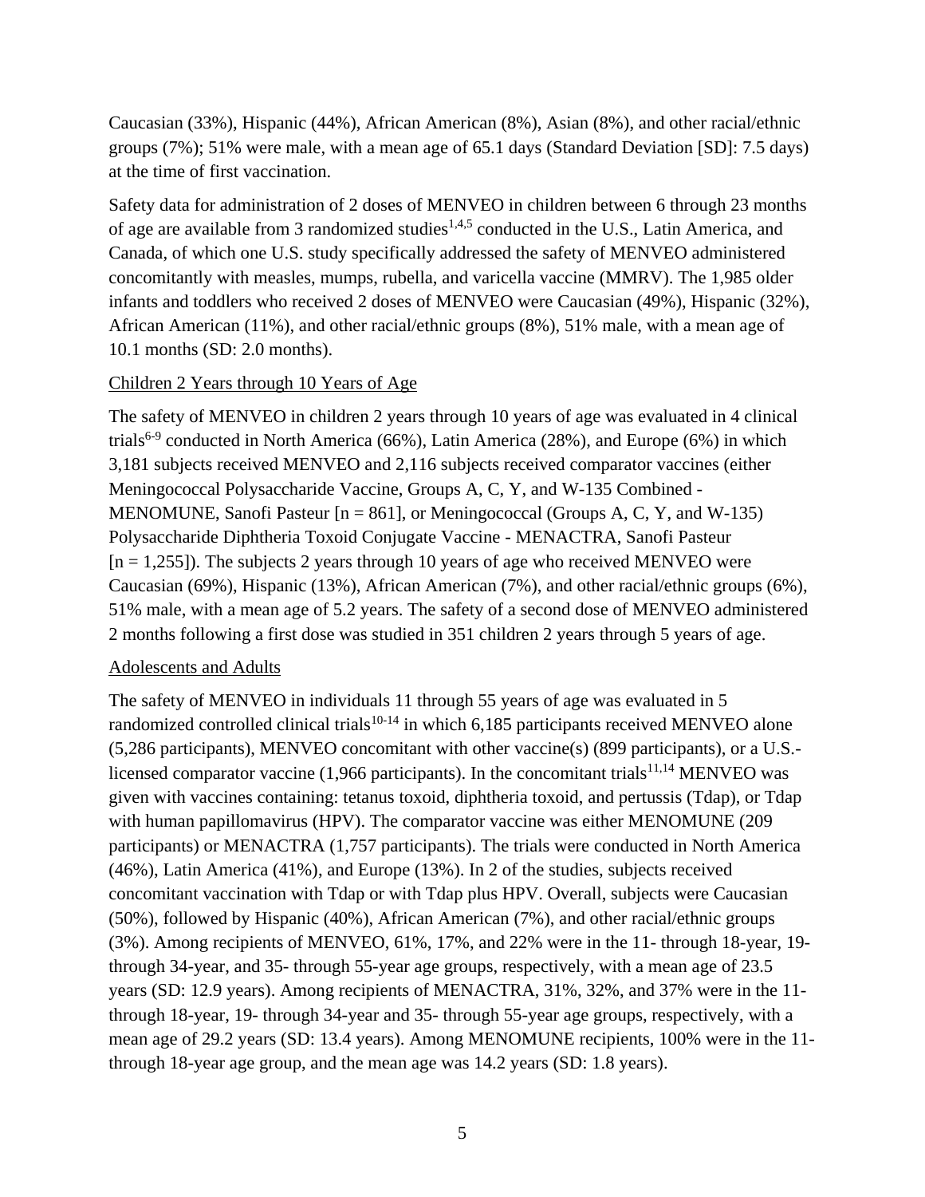Caucasian (33%), Hispanic (44%), African American (8%), Asian (8%), and other racial/ethnic groups (7%); 51% were male, with a mean age of 65.1 days (Standard Deviation [SD]: 7.5 days) at the time of first vaccination.

Safety data for administration of 2 doses of MENVEO in children between 6 through 23 months of age are available from 3 randomized studies[1,4,5] conducted in the U.S., Latin America, and Canada, of which one U.S. study specifically addressed the safety of MENVEO administered concomitantly with measles, mumps, rubella, and varicella vaccine (MMRV). The 1,985 older infants and toddlers who received 2 doses of MENVEO were Caucasian (49%), Hispanic (32%), African American (11%), and other racial/ethnic groups (8%), 51% male, with a mean age of 10.1 months (SD: 2.0 months).

Children 2 Years through 10 Years of Age

The safety of MENVEO in children 2 years through 10 years of age was evaluated in 4 clinical trials[6-9] conducted in North America (66%), Latin America (28%), and Europe (6%) in which 3,181 subjects received MENVEO and 2,116 subjects received comparator vaccines (either Meningococcal Polysaccharide Vaccine, Groups A, C, Y, and W-135 Combined - MENOMUNE, Sanofi Pasteur [n = 861], or Meningococcal (Groups A, C, Y, and W-135) Polysaccharide Diphtheria Toxoid Conjugate Vaccine - MENACTRA, Sanofi Pasteur [n = 1,255]). The subjects 2 years through 10 years of age who received MENVEO were Caucasian (69%), Hispanic (13%), African American (7%), and other racial/ethnic groups (6%), 51% male, with a mean age of 5.2 years. The safety of a second dose of MENVEO administered 2 months following a first dose was studied in 351 children 2 years through 5 years of age.

Adolescents and Adults

The safety of MENVEO in individuals 11 through 55 years of age was evaluated in 5 randomized controlled clinical trials[10-14] in which 6,185 participants received MENVEO alone (5,286 participants), MENVEO concomitant with other vaccine(s) (899 participants), or a U.S.-licensed comparator vaccine (1,966 participants). In the concomitant trials[11,14] MENVEO was given with vaccines containing: tetanus toxoid, diphtheria toxoid, and pertussis (Tdap), or Tdap with human papillomavirus (HPV). The comparator vaccine was either MENOMUNE (209 participants) or MENACTRA (1,757 participants). The trials were conducted in North America (46%), Latin America (41%), and Europe (13%). In 2 of the studies, subjects received concomitant vaccination with Tdap or with Tdap plus HPV. Overall, subjects were Caucasian (50%), followed by Hispanic (40%), African American (7%), and other racial/ethnic groups (3%). Among recipients of MENVEO, 61%, 17%, and 22% were in the 11- through 18-year, 19- through 34-year, and 35- through 55-year age groups, respectively, with a mean age of 23.5 years (SD: 12.9 years). Among recipients of MENACTRA, 31%, 32%, and 37% were in the 11- through 18-year, 19- through 34-year and 35- through 55-year age groups, respectively, with a mean age of 29.2 years (SD: 13.4 years). Among MENOMUNE recipients, 100% were in the 11- through 18-year age group, and the mean age was 14.2 years (SD: 1.8 years).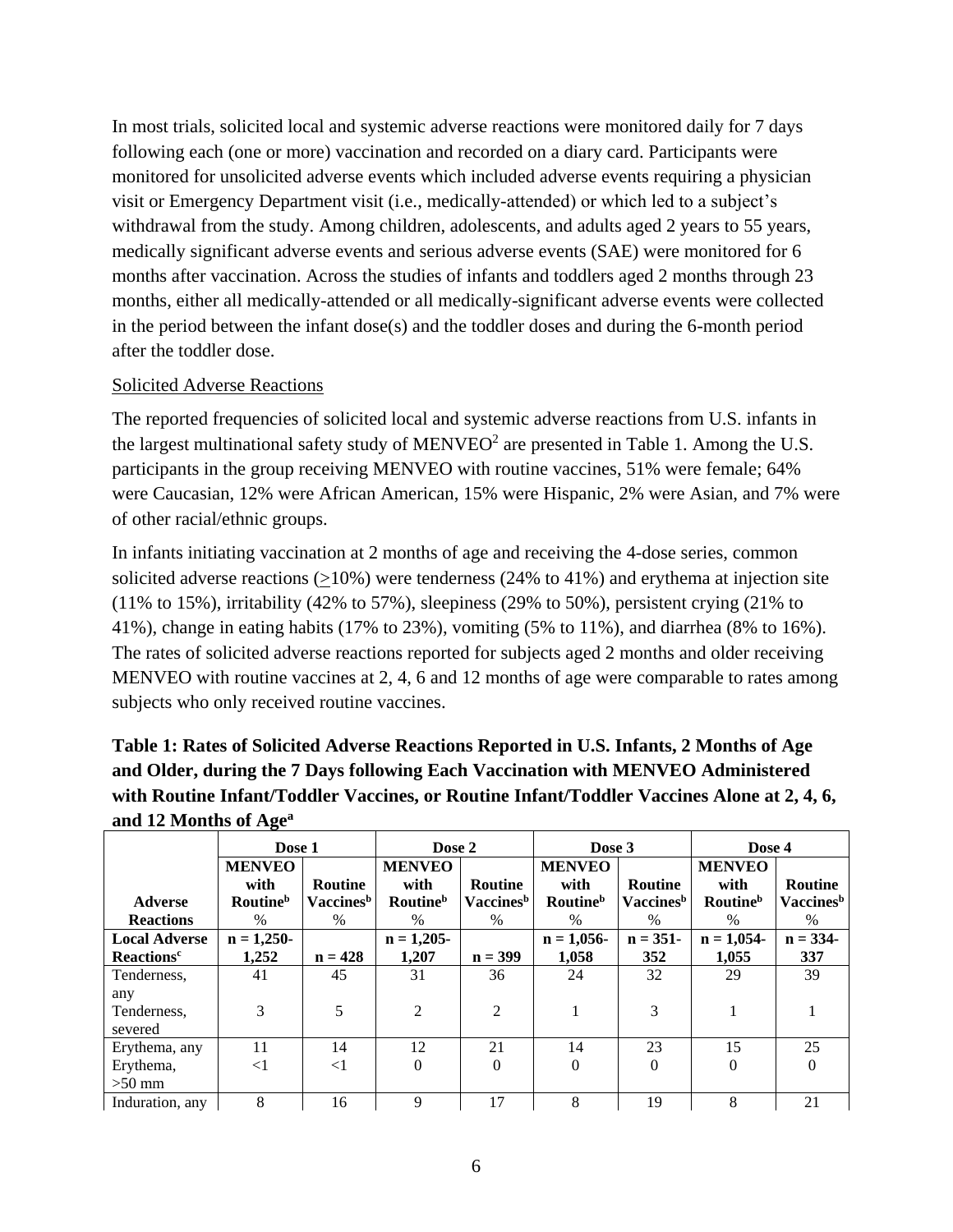In most trials, solicited local and systemic adverse reactions were monitored daily for 7 days following each (one or more) vaccination and recorded on a diary card. Participants were monitored for unsolicited adverse events which included adverse events requiring a physician visit or Emergency Department visit (i.e., medically-attended) or which led to a subject's withdrawal from the study. Among children, adolescents, and adults aged 2 years to 55 years, medically significant adverse events and serious adverse events (SAE) were monitored for 6 months after vaccination. Across the studies of infants and toddlers aged 2 months through 23 months, either all medically-attended or all medically-significant adverse events were collected in the period between the infant dose(s) and the toddler doses and during the 6-month period after the toddler dose.

Solicited Adverse Reactions

The reported frequencies of solicited local and systemic adverse reactions from U.S. infants in the largest multinational safety study of MENVEO[2] are presented in Table 1. Among the U.S. participants in the group receiving MENVEO with routine vaccines, 51% were female; 64% were Caucasian, 12% were African American, 15% were Hispanic, 2% were Asian, and 7% were of other racial/ethnic groups.

In infants initiating vaccination at 2 months of age and receiving the 4-dose series, common solicited adverse reactions (≥10%) were tenderness (24% to 41%) and erythema at injection site (11% to 15%), irritability (42% to 57%), sleepiness (29% to 50%), persistent crying (21% to 41%), change in eating habits (17% to 23%), vomiting (5% to 11%), and diarrhea (8% to 16%). The rates of solicited adverse reactions reported for subjects aged 2 months and older receiving MENVEO with routine vaccines at 2, 4, 6 and 12 months of age were comparable to rates among subjects who only received routine vaccines.

**Table 1: Rates of Solicited Adverse Reactions Reported in U.S. Infants, 2 Months of Age and Older, during the 7 Days following Each Vaccination with MENVEO Administered with Routine Infant/Toddler Vaccines, or Routine Infant/Toddler Vaccines Alone at 2, 4, 6, and 12 Months of Age[a]**

| | Dose 1 | | Dose 2 | | Dose 3 | | Dose 4 | |
|---|---|---|---|---|---|---|---|---|
| **Adverse Reactions** | **MENVEO with Routine[b]** % | **Routine Vaccines[b]** % | **MENVEO with Routine[b]** % | **Routine Vaccines[b]** % | **MENVEO with Routine[b]** % | **Routine Vaccines[b]** % | **MENVEO with Routine[b]** % | **Routine Vaccines[b]** % |
| **Local Adverse Reactions[c]** | **n = 1,250-1,252** | **n = 428** | **n = 1,205-1,207** | **n = 399** | **n = 1,056-1,058** | **n = 351-352** | **n = 1,054-1,055** | **n = 334-337** |
| Tenderness, any | 41 | 45 | 31 | 36 | 24 | 32 | 29 | 39 |
| Tenderness, severed | 3 | 5 | 2 | 2 | 1 | 3 | 1 | 1 |
| Erythema, any | 11 | 14 | 12 | 21 | 14 | 23 | 15 | 25 |
| Erythema, >50 mm | <1 | <1 | 0 | 0 | 0 | 0 | 0 | 0 |
| Induration, any | 8 | 16 | 9 | 17 | 8 | 19 | 8 | 21 |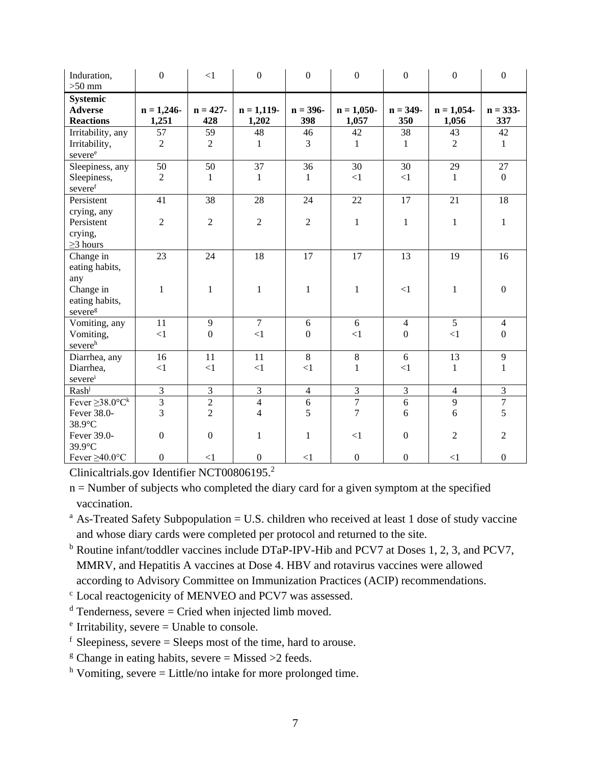| Induration, >50 mm | 0 | <1 | 0 | 0 | 0 | 0 | 0 | 0 |
|---|---|---|---|---|---|---|---|---|
| **Systemic Adverse Reactions** | **n = 1,246-1,251** | **n = 427-428** | **n = 1,119-1,202** | **n = 396-398** | **n = 1,050-1,057** | **n = 349-350** | **n = 1,054-1,056** | **n = 333-337** |
| Irritability, any | 57 | 59 | 48 | 46 | 42 | 38 | 43 | 42 |
| Irritability, severe[e] | 2 | 2 | 1 | 3 | 1 | 1 | 2 | 1 |
| Sleepiness, any | 50 | 50 | 37 | 36 | 30 | 30 | 29 | 27 |
| Sleepiness, severe[f] | 2 | 1 | 1 | 1 | <1 | <1 | 1 | 0 |
| Persistent crying, any | 41 | 38 | 28 | 24 | 22 | 17 | 21 | 18 |
| Persistent crying, ≥3 hours | 2 | 2 | 2 | 2 | 1 | 1 | 1 | 1 |
| Change in eating habits, any | 23 | 24 | 18 | 17 | 17 | 13 | 19 | 16 |
| Change in eating habits, severe[g] | 1 | 1 | 1 | 1 | 1 | <1 | 1 | 0 |
| Vomiting, any | 11 | 9 | 7 | 6 | 6 | 4 | 5 | 4 |
| Vomiting, severe[h] | <1 | 0 | <1 | 0 | <1 | 0 | <1 | 0 |
| Diarrhea, any | 16 | 11 | 11 | 8 | 8 | 6 | 13 | 9 |
| Diarrhea, severe[i] | <1 | <1 | <1 | <1 | 1 | <1 | 1 | 1 |
| Rash[j] | 3 | 3 | 3 | 4 | 3 | 3 | 4 | 3 |
| Fever ≥38.0°C[k] | 3 | 2 | 4 | 6 | 7 | 6 | 9 | 7 |
| Fever 38.0-38.9°C | 3 | 2 | 4 | 5 | 7 | 6 | 6 | 5 |
| Fever 39.0-39.9°C | 0 | 0 | 1 | 1 | <1 | 0 | 2 | 2 |
| Fever ≥40.0°C | 0 | <1 | 0 | <1 | 0 | 0 | <1 | 0 |

Clinicaltrials.gov Identifier NCT00806195.[2]

n = Number of subjects who completed the diary card for a given symptom at the specified vaccination.

[a] As-Treated Safety Subpopulation = U.S. children who received at least 1 dose of study vaccine and whose diary cards were completed per protocol and returned to the site.

[b] Routine infant/toddler vaccines include DTaP-IPV-Hib and PCV7 at Doses 1, 2, 3, and PCV7, MMRV, and Hepatitis A vaccines at Dose 4. HBV and rotavirus vaccines were allowed according to Advisory Committee on Immunization Practices (ACIP) recommendations.

[c] Local reactogenicity of MENVEO and PCV7 was assessed.

[d] Tenderness, severe = Cried when injected limb moved.

[e] Irritability, severe = Unable to console.

[f] Sleepiness, severe = Sleeps most of the time, hard to arouse.

[g] Change in eating habits, severe = Missed >2 feeds.

[h] Vomiting, severe = Little/no intake for more prolonged time.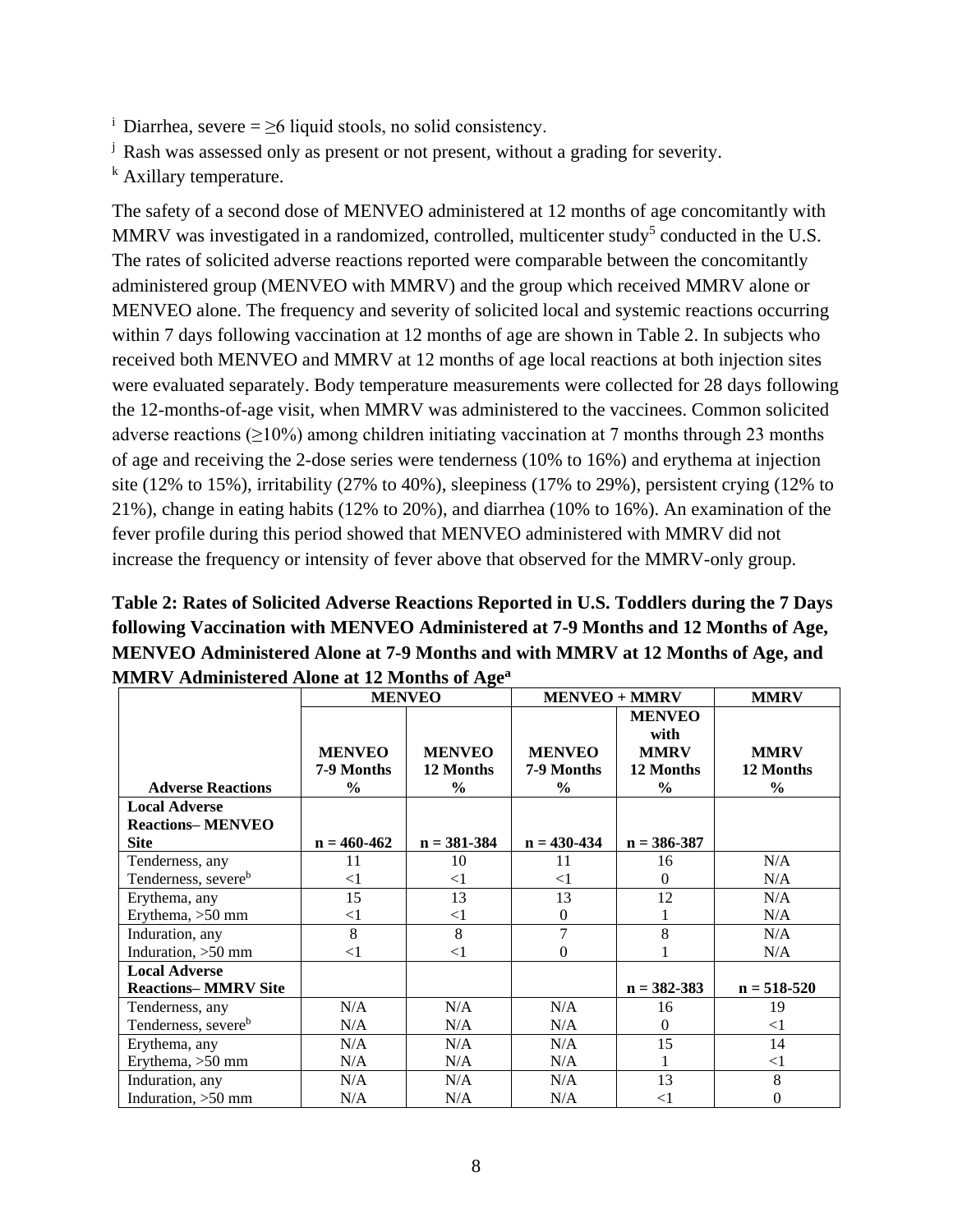[i] Diarrhea, severe = ≥6 liquid stools, no solid consistency.

[j] Rash was assessed only as present or not present, without a grading for severity.

[k] Axillary temperature.

The safety of a second dose of MENVEO administered at 12 months of age concomitantly with MMRV was investigated in a randomized, controlled, multicenter study[5] conducted in the U.S. The rates of solicited adverse reactions reported were comparable between the concomitantly administered group (MENVEO with MMRV) and the group which received MMRV alone or MENVEO alone. The frequency and severity of solicited local and systemic reactions occurring within 7 days following vaccination at 12 months of age are shown in Table 2. In subjects who received both MENVEO and MMRV at 12 months of age local reactions at both injection sites were evaluated separately. Body temperature measurements were collected for 28 days following the 12-months-of-age visit, when MMRV was administered to the vaccinees. Common solicited adverse reactions (≥10%) among children initiating vaccination at 7 months through 23 months of age and receiving the 2-dose series were tenderness (10% to 16%) and erythema at injection site (12% to 15%), irritability (27% to 40%), sleepiness (17% to 29%), persistent crying (12% to 21%), change in eating habits (12% to 20%), and diarrhea (10% to 16%). An examination of the fever profile during this period showed that MENVEO administered with MMRV did not increase the frequency or intensity of fever above that observed for the MMRV-only group.

**Table 2: Rates of Solicited Adverse Reactions Reported in U.S. Toddlers during the 7 Days following Vaccination with MENVEO Administered at 7-9 Months and 12 Months of Age, MENVEO Administered Alone at 7-9 Months and with MMRV at 12 Months of Age, and MMRV Administered Alone at 12 Months of Age[a]**

| | MENVEO | | MENVEO + MMRV | | MMRV |
|---|---|---|---|---|---|
| **Adverse Reactions** | **MENVEO 7-9 Months %** | **MENVEO 12 Months %** | **MENVEO 7-9 Months %** | **MENVEO with MMRV 12 Months %** | **MMRV 12 Months %** |
| **Local Adverse Reactions– MENVEO Site** | **n = 460-462** | **n = 381-384** | **n = 430-434** | **n = 386-387** | |
| Tenderness, any | 11 | 10 | 11 | 16 | N/A |
| Tenderness, severe[b] | <1 | <1 | <1 | 0 | N/A |
| Erythema, any | 15 | 13 | 13 | 12 | N/A |
| Erythema, >50 mm | <1 | <1 | 0 | 1 | N/A |
| Induration, any | 8 | 8 | 7 | 8 | N/A |
| Induration, >50 mm | <1 | <1 | 0 | 1 | N/A |
| **Local Adverse Reactions– MMRV Site** | | | | **n = 382-383** | **n = 518-520** |
| Tenderness, any | N/A | N/A | N/A | 16 | 19 |
| Tenderness, severe[b] | N/A | N/A | N/A | 0 | <1 |
| Erythema, any | N/A | N/A | N/A | 15 | 14 |
| Erythema, >50 mm | N/A | N/A | N/A | 1 | <1 |
| Induration, any | N/A | N/A | N/A | 13 | 8 |
| Induration, >50 mm | N/A | N/A | N/A | <1 | 0 |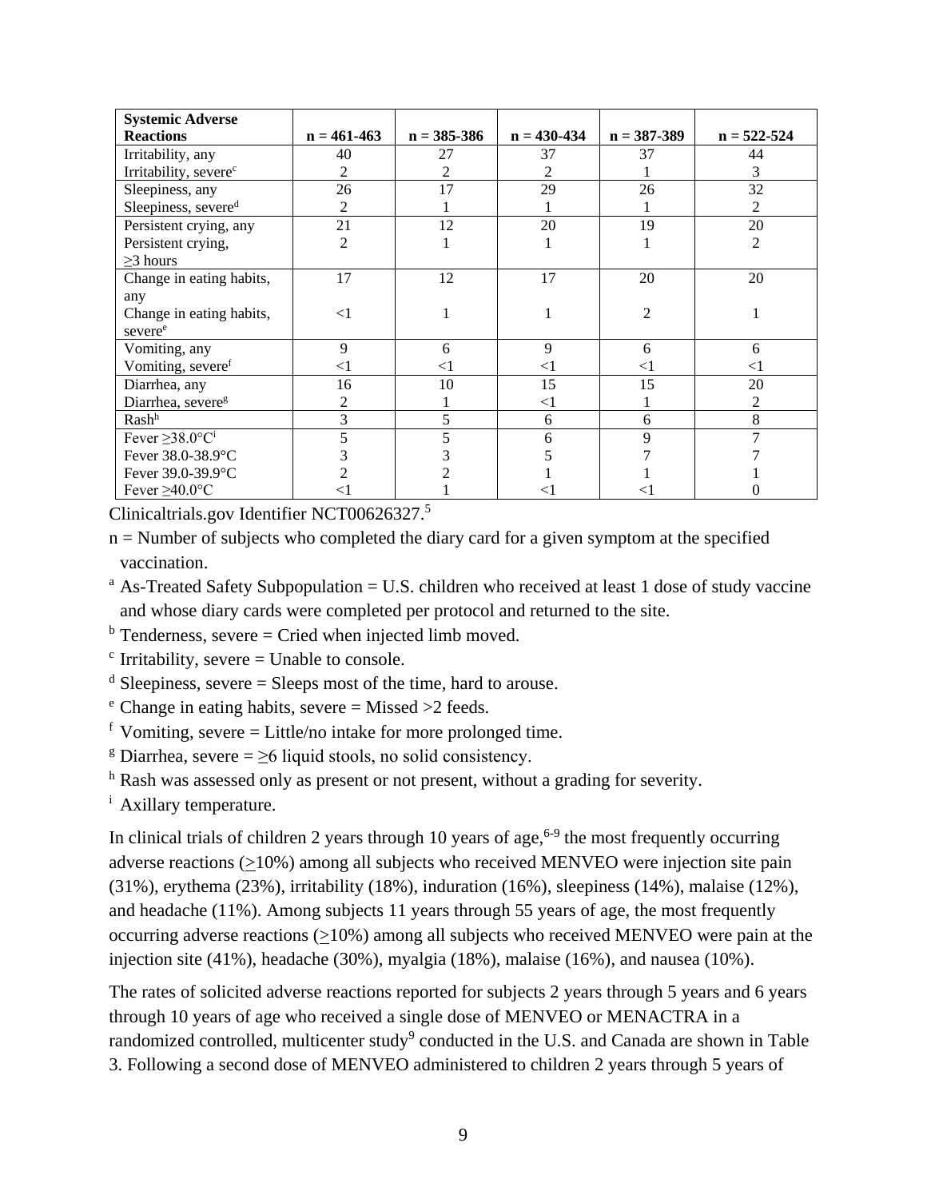| Systemic Adverse Reactions | n = 461-463 | n = 385-386 | n = 430-434 | n = 387-389 | n = 522-524 |
|---|---|---|---|---|---|
| Irritability, any | 40 | 27 | 37 | 37 | 44 |
| Irritability, severe[c] | 2 | 2 | 2 | 1 | 3 |
| Sleepiness, any | 26 | 17 | 29 | 26 | 32 |
| Sleepiness, severe[d] | 2 | 1 | 1 | 1 | 2 |
| Persistent crying, any | 21 | 12 | 20 | 19 | 20 |
| Persistent crying, ≥3 hours | 2 | 1 | 1 | 1 | 2 |
| Change in eating habits, any | 17 | 12 | 17 | 20 | 20 |
| Change in eating habits, severe[e] | <1 | 1 | 1 | 2 | 1 |
| Vomiting, any | 9 | 6 | 9 | 6 | 6 |
| Vomiting, severe[f] | <1 | <1 | <1 | <1 | <1 |
| Diarrhea, any | 16 | 10 | 15 | 15 | 20 |
| Diarrhea, severe[g] | 2 | 1 | <1 | 1 | 2 |
| Rash[h] | 3 | 5 | 6 | 6 | 8 |
| Fever ≥38.0°C[i] | 5 | 5 | 6 | 9 | 7 |
| Fever 38.0-38.9°C | 3 | 3 | 5 | 7 | 7 |
| Fever 39.0-39.9°C | 2 | 2 | 1 | 1 | 1 |
| Fever ≥40.0°C | <1 | 1 | <1 | <1 | 0 |

Clinicaltrials.gov Identifier NCT00626327.[5]

n = Number of subjects who completed the diary card for a given symptom at the specified vaccination.

[a] As-Treated Safety Subpopulation = U.S. children who received at least 1 dose of study vaccine and whose diary cards were completed per protocol and returned to the site.

[b] Tenderness, severe = Cried when injected limb moved.

[c] Irritability, severe = Unable to console.

[d] Sleepiness, severe = Sleeps most of the time, hard to arouse.

[e] Change in eating habits, severe = Missed >2 feeds.

[f] Vomiting, severe = Little/no intake for more prolonged time.

[g] Diarrhea, severe = ≥6 liquid stools, no solid consistency.

[h] Rash was assessed only as present or not present, without a grading for severity.

[i] Axillary temperature.

In clinical trials of children 2 years through 10 years of age,[6-9] the most frequently occurring adverse reactions (≥10%) among all subjects who received MENVEO were injection site pain (31%), erythema (23%), irritability (18%), induration (16%), sleepiness (14%), malaise (12%), and headache (11%). Among subjects 11 years through 55 years of age, the most frequently occurring adverse reactions (≥10%) among all subjects who received MENVEO were pain at the injection site (41%), headache (30%), myalgia (18%), malaise (16%), and nausea (10%).

The rates of solicited adverse reactions reported for subjects 2 years through 5 years and 6 years through 10 years of age who received a single dose of MENVEO or MENACTRA in a randomized controlled, multicenter study[9] conducted in the U.S. and Canada are shown in Table 3. Following a second dose of MENVEO administered to children 2 years through 5 years of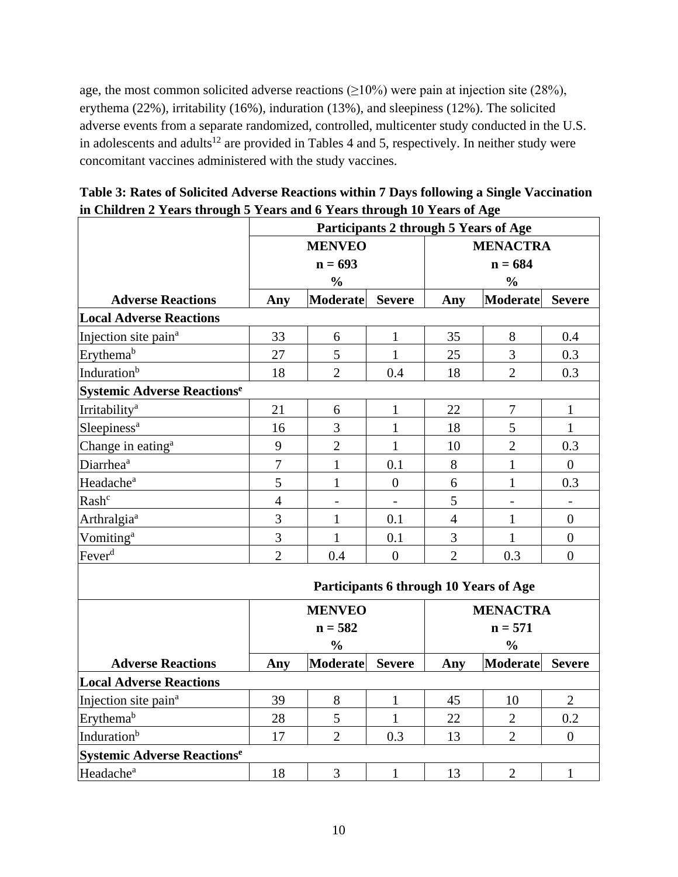age, the most common solicited adverse reactions (≥10%) were pain at injection site (28%), erythema (22%), irritability (16%), induration (13%), and sleepiness (12%). The solicited adverse events from a separate randomized, controlled, multicenter study conducted in the U.S. in adolescents and adults[12] are provided in Tables 4 and 5, respectively. In neither study were concomitant vaccines administered with the study vaccines.

**Table 3: Rates of Solicited Adverse Reactions within 7 Days following a Single Vaccination in Children 2 Years through 5 Years and 6 Years through 10 Years of Age**

| | **Participants 2 through 5 Years of Age** | | | | | |
|---|---|---|---|---|---|---|
| | **MENVEO n = 693 %** | | | **MENACTRA n = 684 %** | | |
| **Adverse Reactions** | **Any** | **Moderate** | **Severe** | **Any** | **Moderate** | **Severe** |
| **Local Adverse Reactions** | | | | | | |
| Injection site pain[a] | 33 | 6 | 1 | 35 | 8 | 0.4 |
| Erythema[b] | 27 | 5 | 1 | 25 | 3 | 0.3 |
| Induration[b] | 18 | 2 | 0.4 | 18 | 2 | 0.3 |
| **Systemic Adverse Reactions[e]** | | | | | | |
| Irritability[a] | 21 | 6 | 1 | 22 | 7 | 1 |
| Sleepiness[a] | 16 | 3 | 1 | 18 | 5 | 1 |
| Change in eating[a] | 9 | 2 | 1 | 10 | 2 | 0.3 |
| Diarrhea[a] | 7 | 1 | 0.1 | 8 | 1 | 0 |
| Headache[a] | 5 | 1 | 0 | 6 | 1 | 0.3 |
| Rash[c] | 4 | - | - | 5 | - | - |
| Arthralgia[a] | 3 | 1 | 0.1 | 4 | 1 | 0 |
| Vomiting[a] | 3 | 1 | 0.1 | 3 | 1 | 0 |
| Fever[d] | 2 | 0.4 | 0 | 2 | 0.3 | 0 |
| | **Participants 6 through 10 Years of Age** | | | | | |
| | **MENVEO n = 582 %** | | | **MENACTRA n = 571 %** | | |
| **Adverse Reactions** | **Any** | **Moderate** | **Severe** | **Any** | **Moderate** | **Severe** |
| **Local Adverse Reactions** | | | | | | |
| Injection site pain[a] | 39 | 8 | 1 | 45 | 10 | 2 |
| Erythema[b] | 28 | 5 | 1 | 22 | 2 | 0.2 |
| Induration[b] | 17 | 2 | 0.3 | 13 | 2 | 0 |
| **Systemic Adverse Reactions[e]** | | | | | | |
| Headache[a] | 18 | 3 | 1 | 13 | 2 | 1 |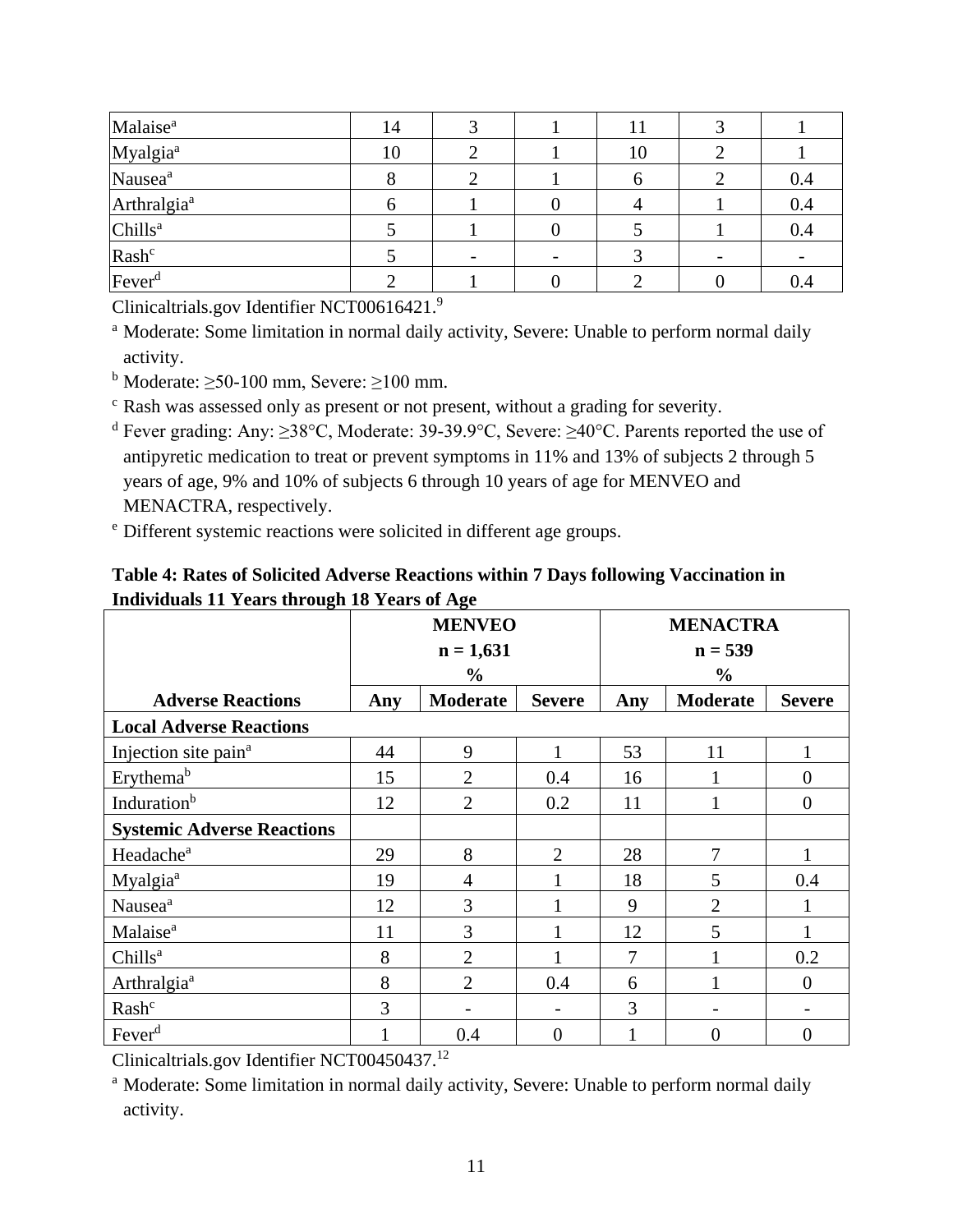| | | | | | | |
|---|---|---|---|---|---|---|
| Malaise[a] | 14 | 3 | 1 | 11 | 3 | 1 |
| Myalgia[a] | 10 | 2 | 1 | 10 | 2 | 1 |
| Nausea[a] | 8 | 2 | 1 | 6 | 2 | 0.4 |
| Arthralgia[a] | 6 | 1 | 0 | 4 | 1 | 0.4 |
| Chills[a] | 5 | 1 | 0 | 5 | 1 | 0.4 |
| Rash[c] | 5 | - | - | 3 | - | - |
| Fever[d] | 2 | 1 | 0 | 2 | 0 | 0.4 |

Clinicaltrials.gov Identifier NCT00616421.[9]

[a] Moderate: Some limitation in normal daily activity, Severe: Unable to perform normal daily activity.

[b] Moderate: ≥50-100 mm, Severe: ≥100 mm.

[c] Rash was assessed only as present or not present, without a grading for severity.

[d] Fever grading: Any: ≥38°C, Moderate: 39-39.9°C, Severe: ≥40°C. Parents reported the use of antipyretic medication to treat or prevent symptoms in 11% and 13% of subjects 2 through 5 years of age, 9% and 10% of subjects 6 through 10 years of age for MENVEO and MENACTRA, respectively.

[e] Different systemic reactions were solicited in different age groups.

**Table 4: Rates of Solicited Adverse Reactions within 7 Days following Vaccination in Individuals 11 Years through 18 Years of Age**

| | MENVEO n = 1,631 % | | | MENACTRA n = 539 % | | |
|---|---|---|---|---|---|---|
| **Adverse Reactions** | **Any** | **Moderate** | **Severe** | **Any** | **Moderate** | **Severe** |
| **Local Adverse Reactions** | | | | | | |
| Injection site pain[a] | 44 | 9 | 1 | 53 | 11 | 1 |
| Erythema[b] | 15 | 2 | 0.4 | 16 | 1 | 0 |
| Induration[b] | 12 | 2 | 0.2 | 11 | 1 | 0 |
| **Systemic Adverse Reactions** | | | | | | |
| Headache[a] | 29 | 8 | 2 | 28 | 7 | 1 |
| Myalgia[a] | 19 | 4 | 1 | 18 | 5 | 0.4 |
| Nausea[a] | 12 | 3 | 1 | 9 | 2 | 1 |
| Malaise[a] | 11 | 3 | 1 | 12 | 5 | 1 |
| Chills[a] | 8 | 2 | 1 | 7 | 1 | 0.2 |
| Arthralgia[a] | 8 | 2 | 0.4 | 6 | 1 | 0 |
| Rash[c] | 3 | - | - | 3 | - | - |
| Fever[d] | 1 | 0.4 | 0 | 1 | 0 | 0 |

Clinicaltrials.gov Identifier NCT00450437.[12]

[a] Moderate: Some limitation in normal daily activity, Severe: Unable to perform normal daily activity.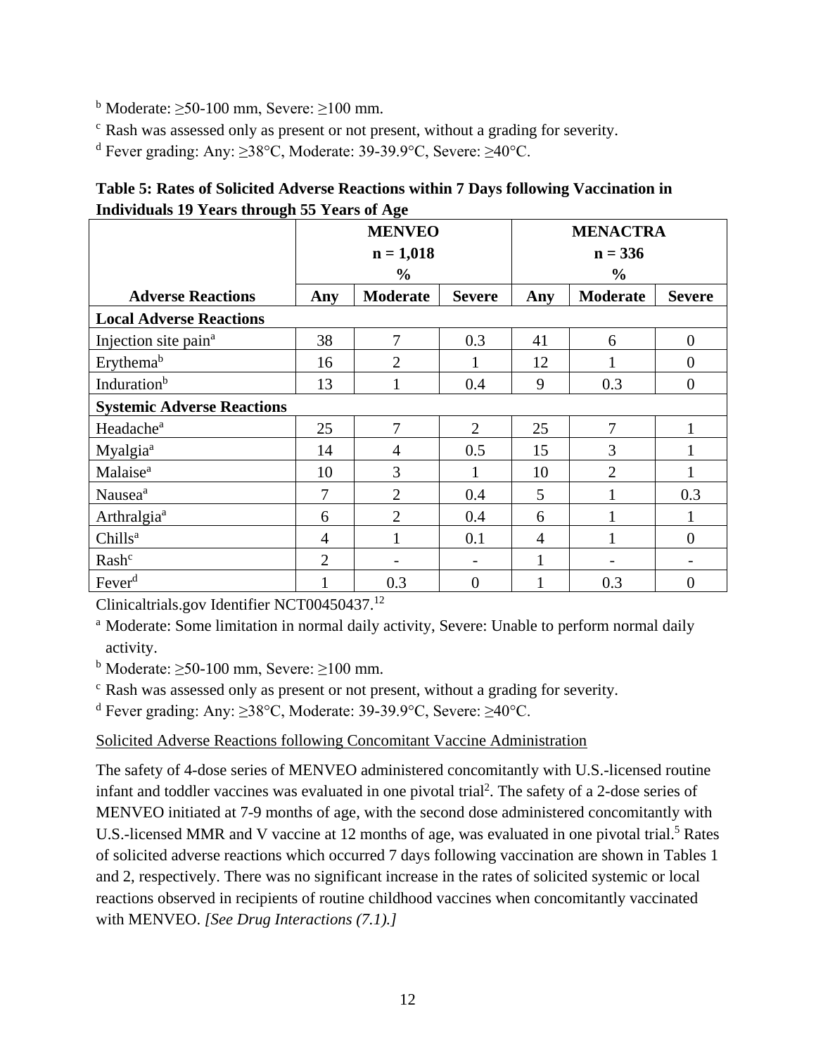[b] Moderate: ≥50-100 mm, Severe: ≥100 mm.

[c] Rash was assessed only as present or not present, without a grading for severity.

[d] Fever grading: Any: ≥38°C, Moderate: 39-39.9°C, Severe: ≥40°C.

**Table 5: Rates of Solicited Adverse Reactions within 7 Days following Vaccination in Individuals 19 Years through 55 Years of Age**

| | MENVEO n = 1,018 % | | | MENACTRA n = 336 % | | |
|---|---|---|---|---|---|---|
| **Adverse Reactions** | **Any** | **Moderate** | **Severe** | **Any** | **Moderate** | **Severe** |
| **Local Adverse Reactions** | | | | | | |
| Injection site pain[a] | 38 | 7 | 0.3 | 41 | 6 | 0 |
| Erythema[b] | 16 | 2 | 1 | 12 | 1 | 0 |
| Induration[b] | 13 | 1 | 0.4 | 9 | 0.3 | 0 |
| **Systemic Adverse Reactions** | | | | | | |
| Headache[a] | 25 | 7 | 2 | 25 | 7 | 1 |
| Myalgia[a] | 14 | 4 | 0.5 | 15 | 3 | 1 |
| Malaise[a] | 10 | 3 | 1 | 10 | 2 | 1 |
| Nausea[a] | 7 | 2 | 0.4 | 5 | 1 | 0.3 |
| Arthralgia[a] | 6 | 2 | 0.4 | 6 | 1 | 1 |
| Chills[a] | 4 | 1 | 0.1 | 4 | 1 | 0 |
| Rash[c] | 2 | - | - | 1 | - | - |
| Fever[d] | 1 | 0.3 | 0 | 1 | 0.3 | 0 |

Clinicaltrials.gov Identifier NCT00450437.[12]

[a] Moderate: Some limitation in normal daily activity, Severe: Unable to perform normal daily activity.

[b] Moderate: ≥50-100 mm, Severe: ≥100 mm.

[c] Rash was assessed only as present or not present, without a grading for severity.

[d] Fever grading: Any: ≥38°C, Moderate: 39-39.9°C, Severe: ≥40°C.

Solicited Adverse Reactions following Concomitant Vaccine Administration

The safety of 4-dose series of MENVEO administered concomitantly with U.S.-licensed routine infant and toddler vaccines was evaluated in one pivotal trial[2]. The safety of a 2-dose series of MENVEO initiated at 7-9 months of age, with the second dose administered concomitantly with U.S.-licensed MMR and V vaccine at 12 months of age, was evaluated in one pivotal trial.[5] Rates of solicited adverse reactions which occurred 7 days following vaccination are shown in Tables 1 and 2, respectively. There was no significant increase in the rates of solicited systemic or local reactions observed in recipients of routine childhood vaccines when concomitantly vaccinated with MENVEO. *[See Drug Interactions (7.1).]*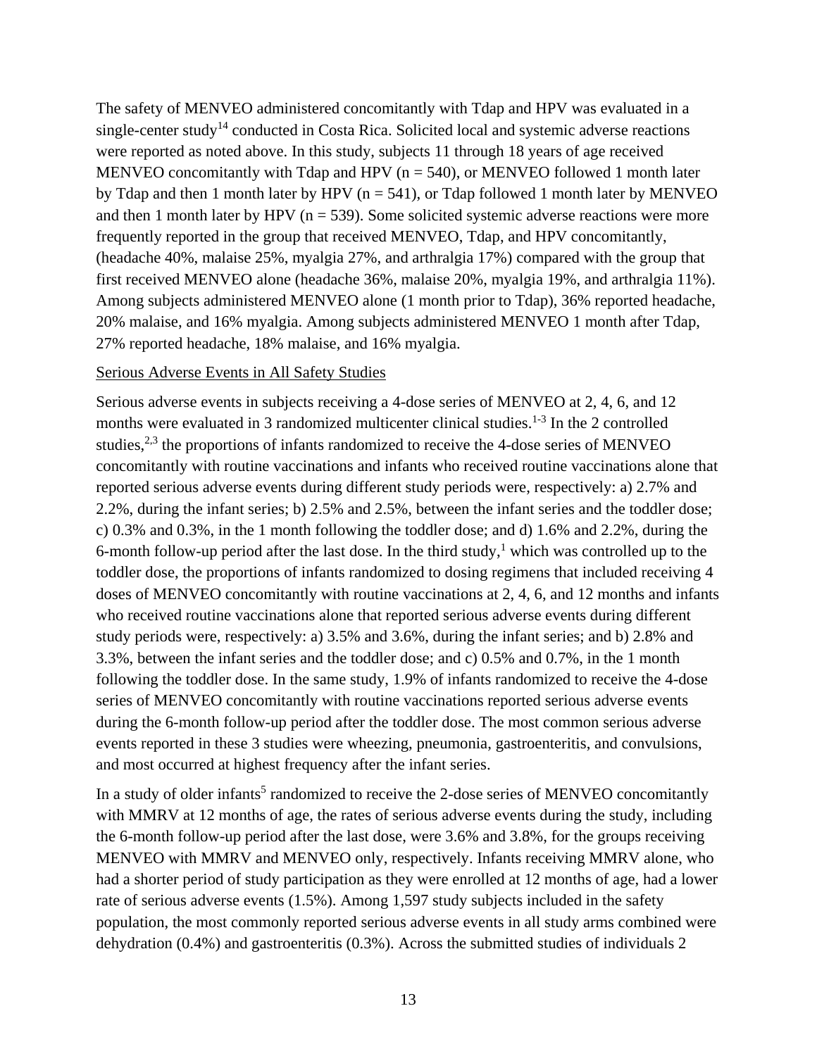The safety of MENVEO administered concomitantly with Tdap and HPV was evaluated in a single-center study[14] conducted in Costa Rica. Solicited local and systemic adverse reactions were reported as noted above. In this study, subjects 11 through 18 years of age received MENVEO concomitantly with Tdap and HPV (n = 540), or MENVEO followed 1 month later by Tdap and then 1 month later by HPV (n = 541), or Tdap followed 1 month later by MENVEO and then 1 month later by HPV (n = 539). Some solicited systemic adverse reactions were more frequently reported in the group that received MENVEO, Tdap, and HPV concomitantly, (headache 40%, malaise 25%, myalgia 27%, and arthralgia 17%) compared with the group that first received MENVEO alone (headache 36%, malaise 20%, myalgia 19%, and arthralgia 11%). Among subjects administered MENVEO alone (1 month prior to Tdap), 36% reported headache, 20% malaise, and 16% myalgia. Among subjects administered MENVEO 1 month after Tdap, 27% reported headache, 18% malaise, and 16% myalgia.

Serious Adverse Events in All Safety Studies

Serious adverse events in subjects receiving a 4-dose series of MENVEO at 2, 4, 6, and 12 months were evaluated in 3 randomized multicenter clinical studies.[1-3] In the 2 controlled studies,[2,3] the proportions of infants randomized to receive the 4-dose series of MENVEO concomitantly with routine vaccinations and infants who received routine vaccinations alone that reported serious adverse events during different study periods were, respectively: a) 2.7% and 2.2%, during the infant series; b) 2.5% and 2.5%, between the infant series and the toddler dose; c) 0.3% and 0.3%, in the 1 month following the toddler dose; and d) 1.6% and 2.2%, during the 6-month follow-up period after the last dose. In the third study,[1] which was controlled up to the toddler dose, the proportions of infants randomized to dosing regimens that included receiving 4 doses of MENVEO concomitantly with routine vaccinations at 2, 4, 6, and 12 months and infants who received routine vaccinations alone that reported serious adverse events during different study periods were, respectively: a) 3.5% and 3.6%, during the infant series; and b) 2.8% and 3.3%, between the infant series and the toddler dose; and c) 0.5% and 0.7%, in the 1 month following the toddler dose. In the same study, 1.9% of infants randomized to receive the 4-dose series of MENVEO concomitantly with routine vaccinations reported serious adverse events during the 6-month follow-up period after the toddler dose. The most common serious adverse events reported in these 3 studies were wheezing, pneumonia, gastroenteritis, and convulsions, and most occurred at highest frequency after the infant series.

In a study of older infants[5] randomized to receive the 2-dose series of MENVEO concomitantly with MMRV at 12 months of age, the rates of serious adverse events during the study, including the 6-month follow-up period after the last dose, were 3.6% and 3.8%, for the groups receiving MENVEO with MMRV and MENVEO only, respectively. Infants receiving MMRV alone, who had a shorter period of study participation as they were enrolled at 12 months of age, had a lower rate of serious adverse events (1.5%). Among 1,597 study subjects included in the safety population, the most commonly reported serious adverse events in all study arms combined were dehydration (0.4%) and gastroenteritis (0.3%). Across the submitted studies of individuals 2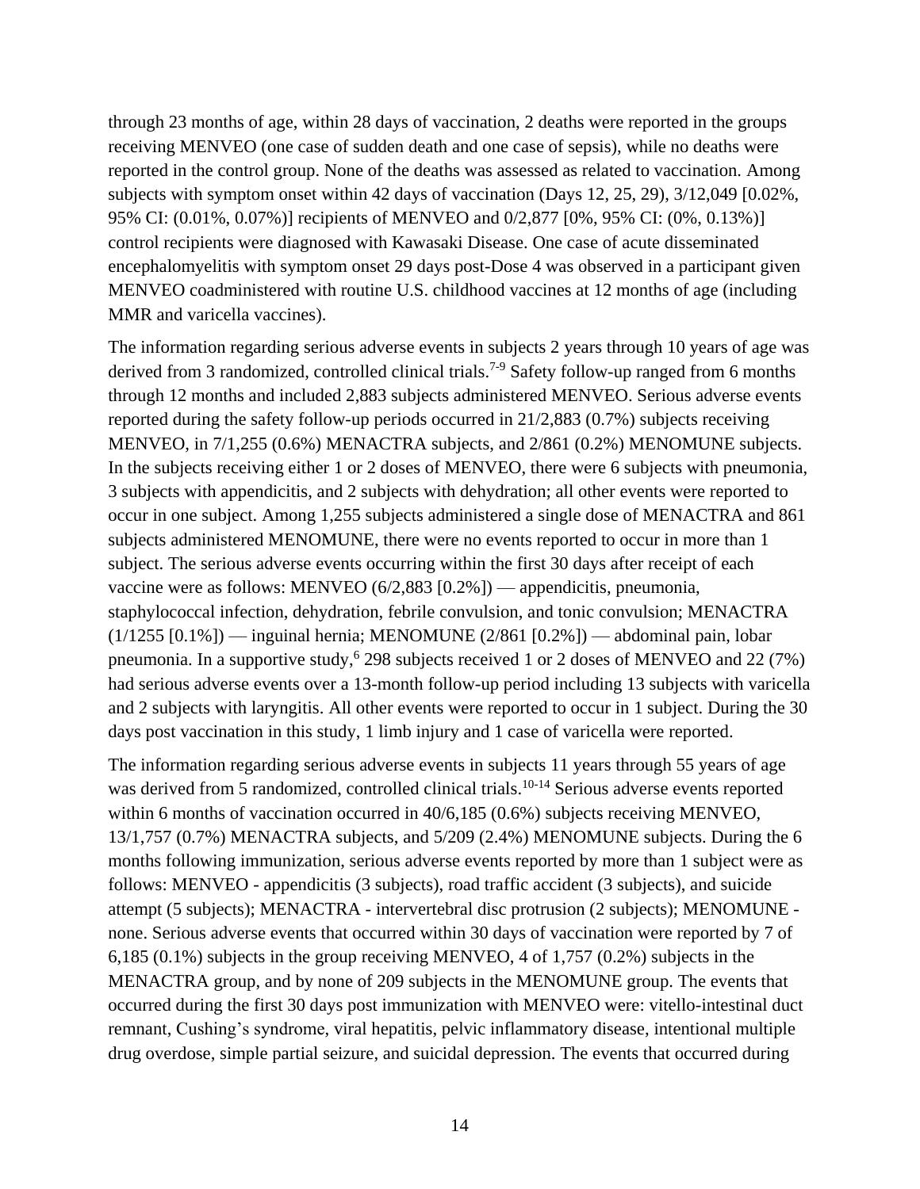through 23 months of age, within 28 days of vaccination, 2 deaths were reported in the groups receiving MENVEO (one case of sudden death and one case of sepsis), while no deaths were reported in the control group. None of the deaths was assessed as related to vaccination. Among subjects with symptom onset within 42 days of vaccination (Days 12, 25, 29), 3/12,049 [0.02%, 95% CI: (0.01%, 0.07%)] recipients of MENVEO and 0/2,877 [0%, 95% CI: (0%, 0.13%)] control recipients were diagnosed with Kawasaki Disease. One case of acute disseminated encephalomyelitis with symptom onset 29 days post-Dose 4 was observed in a participant given MENVEO coadministered with routine U.S. childhood vaccines at 12 months of age (including MMR and varicella vaccines).

The information regarding serious adverse events in subjects 2 years through 10 years of age was derived from 3 randomized, controlled clinical trials.[7-9] Safety follow-up ranged from 6 months through 12 months and included 2,883 subjects administered MENVEO. Serious adverse events reported during the safety follow-up periods occurred in 21/2,883 (0.7%) subjects receiving MENVEO, in 7/1,255 (0.6%) MENACTRA subjects, and 2/861 (0.2%) MENOMUNE subjects. In the subjects receiving either 1 or 2 doses of MENVEO, there were 6 subjects with pneumonia, 3 subjects with appendicitis, and 2 subjects with dehydration; all other events were reported to occur in one subject. Among 1,255 subjects administered a single dose of MENACTRA and 861 subjects administered MENOMUNE, there were no events reported to occur in more than 1 subject. The serious adverse events occurring within the first 30 days after receipt of each vaccine were as follows: MENVEO (6/2,883 [0.2%]) — appendicitis, pneumonia, staphylococcal infection, dehydration, febrile convulsion, and tonic convulsion; MENACTRA (1/1255 [0.1%]) — inguinal hernia; MENOMUNE (2/861 [0.2%]) — abdominal pain, lobar pneumonia. In a supportive study,[6] 298 subjects received 1 or 2 doses of MENVEO and 22 (7%) had serious adverse events over a 13-month follow-up period including 13 subjects with varicella and 2 subjects with laryngitis. All other events were reported to occur in 1 subject. During the 30 days post vaccination in this study, 1 limb injury and 1 case of varicella were reported.

The information regarding serious adverse events in subjects 11 years through 55 years of age was derived from 5 randomized, controlled clinical trials.[10-14] Serious adverse events reported within 6 months of vaccination occurred in 40/6,185 (0.6%) subjects receiving MENVEO, 13/1,757 (0.7%) MENACTRA subjects, and 5/209 (2.4%) MENOMUNE subjects. During the 6 months following immunization, serious adverse events reported by more than 1 subject were as follows: MENVEO - appendicitis (3 subjects), road traffic accident (3 subjects), and suicide attempt (5 subjects); MENACTRA - intervertebral disc protrusion (2 subjects); MENOMUNE - none. Serious adverse events that occurred within 30 days of vaccination were reported by 7 of 6,185 (0.1%) subjects in the group receiving MENVEO, 4 of 1,757 (0.2%) subjects in the MENACTRA group, and by none of 209 subjects in the MENOMUNE group. The events that occurred during the first 30 days post immunization with MENVEO were: vitello-intestinal duct remnant, Cushing's syndrome, viral hepatitis, pelvic inflammatory disease, intentional multiple drug overdose, simple partial seizure, and suicidal depression. The events that occurred during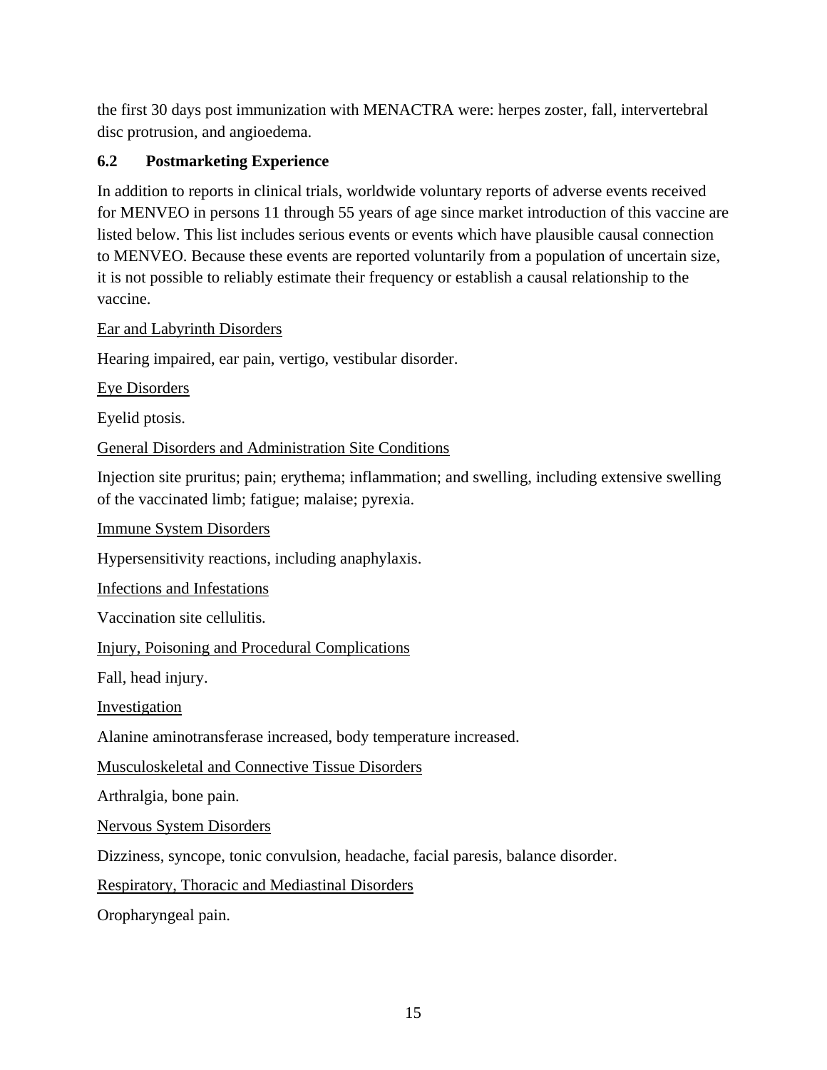the first 30 days post immunization with MENACTRA were: herpes zoster, fall, intervertebral disc protrusion, and angioedema.

### 6.2 Postmarketing Experience

In addition to reports in clinical trials, worldwide voluntary reports of adverse events received for MENVEO in persons 11 through 55 years of age since market introduction of this vaccine are listed below. This list includes serious events or events which have plausible causal connection to MENVEO. Because these events are reported voluntarily from a population of uncertain size, it is not possible to reliably estimate their frequency or establish a causal relationship to the vaccine.

<u>Ear and Labyrinth Disorders</u>

Hearing impaired, ear pain, vertigo, vestibular disorder.

<u>Eye Disorders</u>

Eyelid ptosis.

<u>General Disorders and Administration Site Conditions</u>

Injection site pruritus; pain; erythema; inflammation; and swelling, including extensive swelling of the vaccinated limb; fatigue; malaise; pyrexia.

<u>Immune System Disorders</u>

Hypersensitivity reactions, including anaphylaxis.

<u>Infections and Infestations</u>

Vaccination site cellulitis.

<u>Injury, Poisoning and Procedural Complications</u>

Fall, head injury.

<u>Investigation</u>

Alanine aminotransferase increased, body temperature increased.

<u>Musculoskeletal and Connective Tissue Disorders</u>

Arthralgia, bone pain.

<u>Nervous System Disorders</u>

Dizziness, syncope, tonic convulsion, headache, facial paresis, balance disorder.

<u>Respiratory, Thoracic and Mediastinal Disorders</u>

Oropharyngeal pain.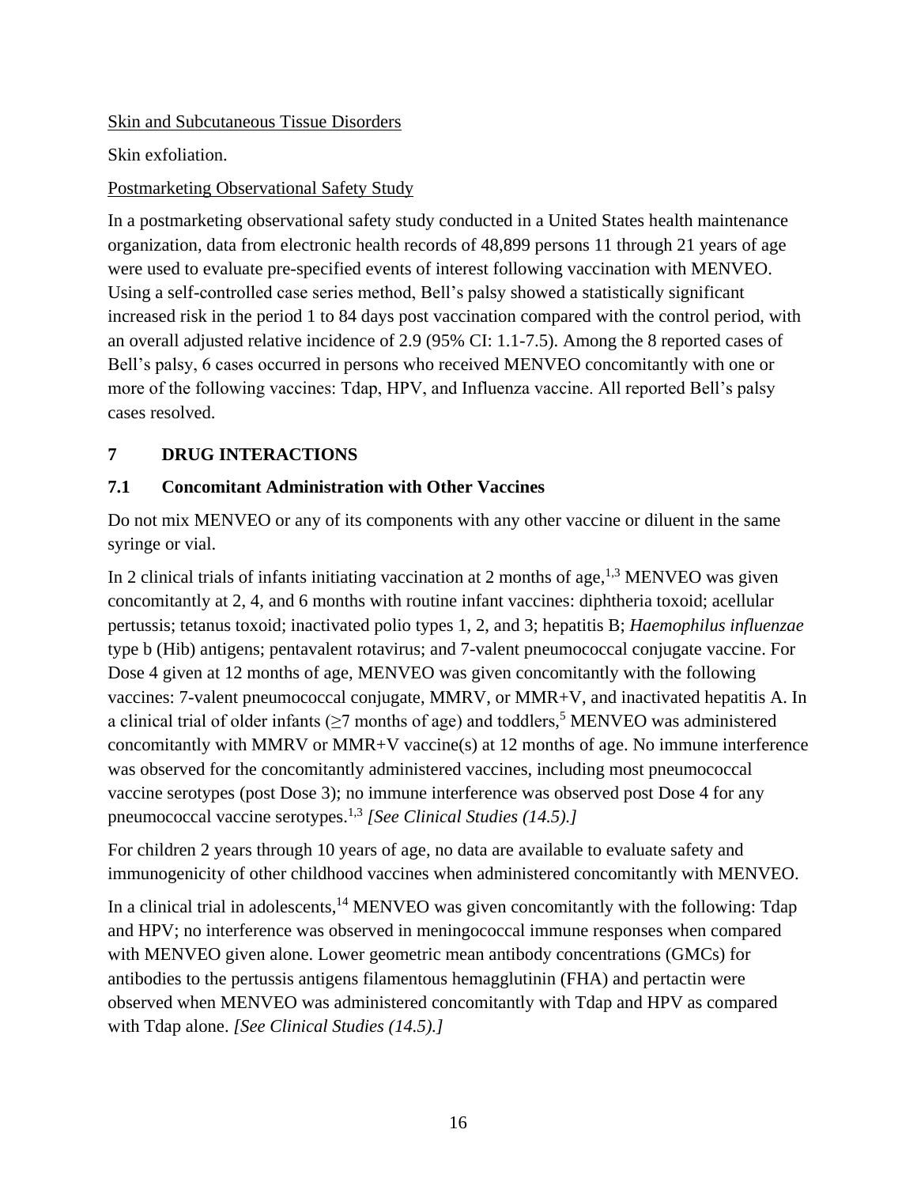Skin and Subcutaneous Tissue Disorders

Skin exfoliation.

Postmarketing Observational Safety Study

In a postmarketing observational safety study conducted in a United States health maintenance organization, data from electronic health records of 48,899 persons 11 through 21 years of age were used to evaluate pre-specified events of interest following vaccination with MENVEO. Using a self-controlled case series method, Bell's palsy showed a statistically significant increased risk in the period 1 to 84 days post vaccination compared with the control period, with an overall adjusted relative incidence of 2.9 (95% CI: 1.1-7.5). Among the 8 reported cases of Bell's palsy, 6 cases occurred in persons who received MENVEO concomitantly with one or more of the following vaccines: Tdap, HPV, and Influenza vaccine. All reported Bell's palsy cases resolved.

## 7 DRUG INTERACTIONS

### 7.1 Concomitant Administration with Other Vaccines

Do not mix MENVEO or any of its components with any other vaccine or diluent in the same syringe or vial.

In 2 clinical trials of infants initiating vaccination at 2 months of age,[1,3] MENVEO was given concomitantly at 2, 4, and 6 months with routine infant vaccines: diphtheria toxoid; acellular pertussis; tetanus toxoid; inactivated polio types 1, 2, and 3; hepatitis B; *Haemophilus influenzae* type b (Hib) antigens; pentavalent rotavirus; and 7-valent pneumococcal conjugate vaccine. For Dose 4 given at 12 months of age, MENVEO was given concomitantly with the following vaccines: 7-valent pneumococcal conjugate, MMRV, or MMR+V, and inactivated hepatitis A. In a clinical trial of older infants (≥7 months of age) and toddlers,[5] MENVEO was administered concomitantly with MMRV or MMR+V vaccine(s) at 12 months of age. No immune interference was observed for the concomitantly administered vaccines, including most pneumococcal vaccine serotypes (post Dose 3); no immune interference was observed post Dose 4 for any pneumococcal vaccine serotypes.[1,3] *[See Clinical Studies (14.5).]*

For children 2 years through 10 years of age, no data are available to evaluate safety and immunogenicity of other childhood vaccines when administered concomitantly with MENVEO.

In a clinical trial in adolescents,[14] MENVEO was given concomitantly with the following: Tdap and HPV; no interference was observed in meningococcal immune responses when compared with MENVEO given alone. Lower geometric mean antibody concentrations (GMCs) for antibodies to the pertussis antigens filamentous hemagglutinin (FHA) and pertactin were observed when MENVEO was administered concomitantly with Tdap and HPV as compared with Tdap alone. *[See Clinical Studies (14.5).]*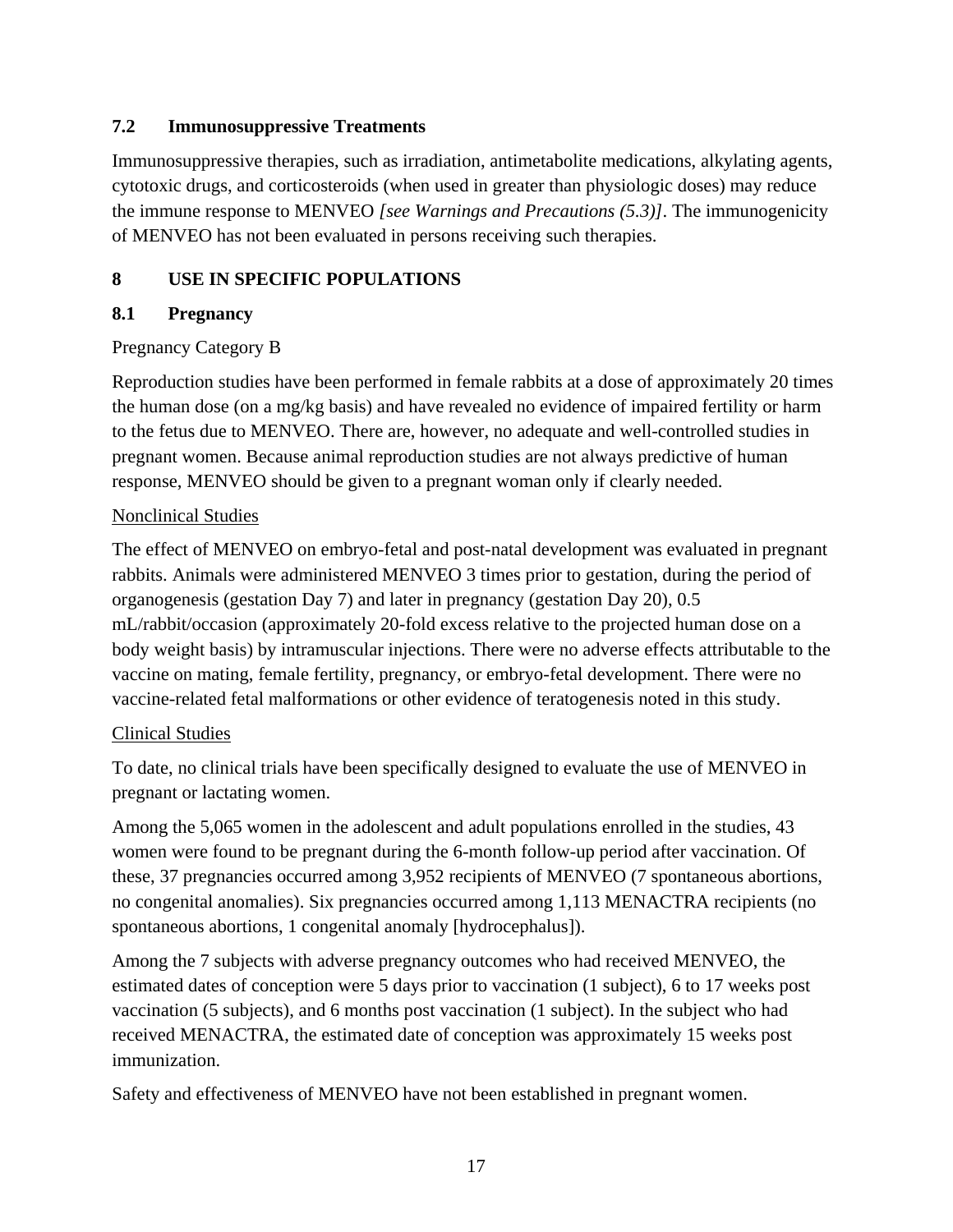### 7.2 Immunosuppressive Treatments

Immunosuppressive therapies, such as irradiation, antimetabolite medications, alkylating agents, cytotoxic drugs, and corticosteroids (when used in greater than physiologic doses) may reduce the immune response to MENVEO *[see Warnings and Precautions (5.3)]*. The immunogenicity of MENVEO has not been evaluated in persons receiving such therapies.

## 8 USE IN SPECIFIC POPULATIONS

### 8.1 Pregnancy

Pregnancy Category B

Reproduction studies have been performed in female rabbits at a dose of approximately 20 times the human dose (on a mg/kg basis) and have revealed no evidence of impaired fertility or harm to the fetus due to MENVEO. There are, however, no adequate and well-controlled studies in pregnant women. Because animal reproduction studies are not always predictive of human response, MENVEO should be given to a pregnant woman only if clearly needed.

<u>Nonclinical Studies</u>

The effect of MENVEO on embryo-fetal and post-natal development was evaluated in pregnant rabbits. Animals were administered MENVEO 3 times prior to gestation, during the period of organogenesis (gestation Day 7) and later in pregnancy (gestation Day 20), 0.5 mL/rabbit/occasion (approximately 20-fold excess relative to the projected human dose on a body weight basis) by intramuscular injections. There were no adverse effects attributable to the vaccine on mating, female fertility, pregnancy, or embryo-fetal development. There were no vaccine-related fetal malformations or other evidence of teratogenesis noted in this study.

<u>Clinical Studies</u>

To date, no clinical trials have been specifically designed to evaluate the use of MENVEO in pregnant or lactating women.

Among the 5,065 women in the adolescent and adult populations enrolled in the studies, 43 women were found to be pregnant during the 6-month follow-up period after vaccination. Of these, 37 pregnancies occurred among 3,952 recipients of MENVEO (7 spontaneous abortions, no congenital anomalies). Six pregnancies occurred among 1,113 MENACTRA recipients (no spontaneous abortions, 1 congenital anomaly [hydrocephalus]).

Among the 7 subjects with adverse pregnancy outcomes who had received MENVEO, the estimated dates of conception were 5 days prior to vaccination (1 subject), 6 to 17 weeks post vaccination (5 subjects), and 6 months post vaccination (1 subject). In the subject who had received MENACTRA, the estimated date of conception was approximately 15 weeks post immunization.

Safety and effectiveness of MENVEO have not been established in pregnant women.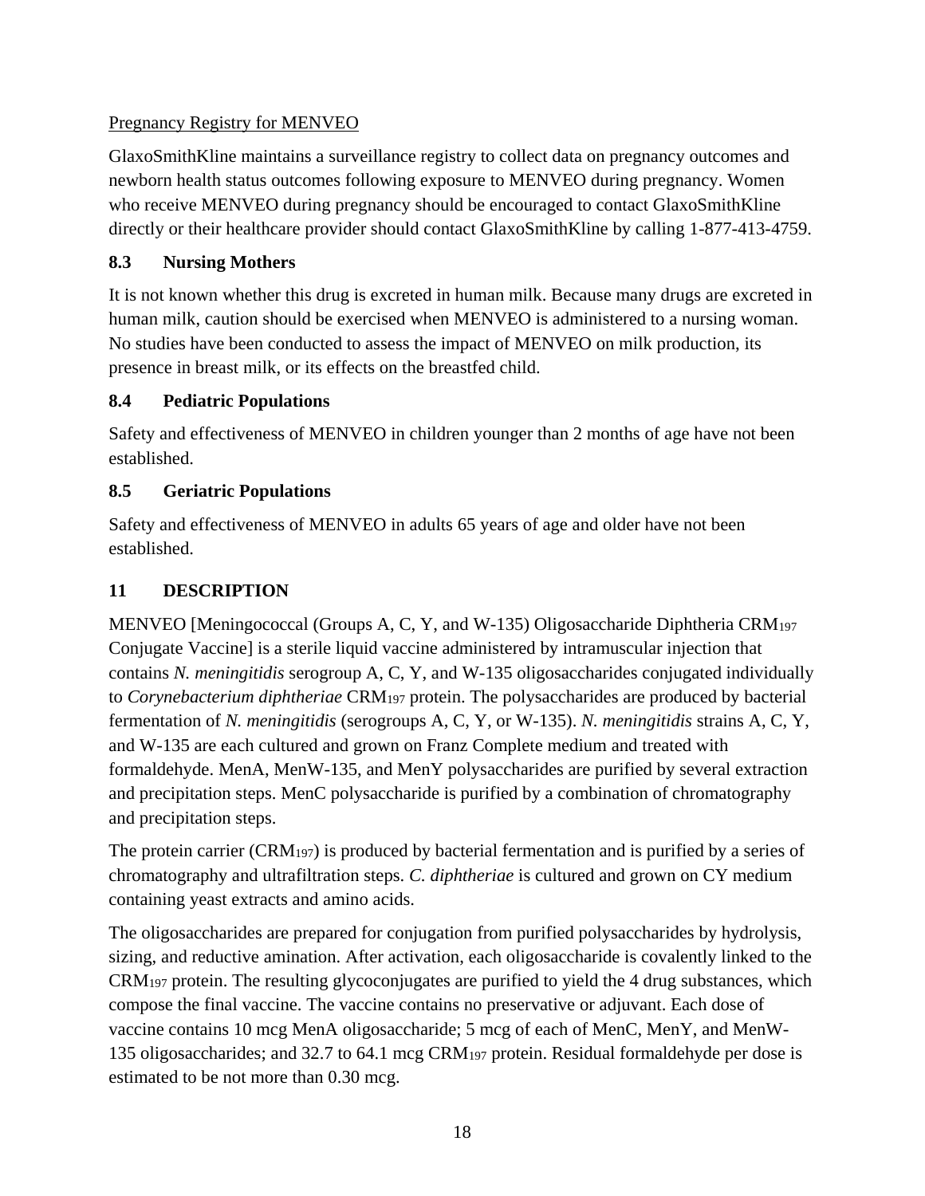Pregnancy Registry for MENVEO

GlaxoSmithKline maintains a surveillance registry to collect data on pregnancy outcomes and newborn health status outcomes following exposure to MENVEO during pregnancy. Women who receive MENVEO during pregnancy should be encouraged to contact GlaxoSmithKline directly or their healthcare provider should contact GlaxoSmithKline by calling 1-877-413-4759.

### 8.3 Nursing Mothers

It is not known whether this drug is excreted in human milk. Because many drugs are excreted in human milk, caution should be exercised when MENVEO is administered to a nursing woman. No studies have been conducted to assess the impact of MENVEO on milk production, its presence in breast milk, or its effects on the breastfed child.

### 8.4 Pediatric Populations

Safety and effectiveness of MENVEO in children younger than 2 months of age have not been established.

### 8.5 Geriatric Populations

Safety and effectiveness of MENVEO in adults 65 years of age and older have not been established.

## 11 DESCRIPTION

MENVEO [Meningococcal (Groups A, C, Y, and W-135) Oligosaccharide Diphtheria $CRM_{197}$ Conjugate Vaccine] is a sterile liquid vaccine administered by intramuscular injection that contains *N. meningitidis* serogroup A, C, Y, and W-135 oligosaccharides conjugated individually to *Corynebacterium diphtheriae* $CRM_{197}$ protein. The polysaccharides are produced by bacterial fermentation of *N. meningitidis* (serogroups A, C, Y, or W-135). *N. meningitidis* strains A, C, Y, and W-135 are each cultured and grown on Franz Complete medium and treated with formaldehyde. MenA, MenW-135, and MenY polysaccharides are purified by several extraction and precipitation steps. MenC polysaccharide is purified by a combination of chromatography and precipitation steps.

The protein carrier ($CRM_{197}$) is produced by bacterial fermentation and is purified by a series of chromatography and ultrafiltration steps. *C. diphtheriae* is cultured and grown on CY medium containing yeast extracts and amino acids.

The oligosaccharides are prepared for conjugation from purified polysaccharides by hydrolysis, sizing, and reductive amination. After activation, each oligosaccharide is covalently linked to the $CRM_{197}$ protein. The resulting glycoconjugates are purified to yield the 4 drug substances, which compose the final vaccine. The vaccine contains no preservative or adjuvant. Each dose of vaccine contains 10 mcg MenA oligosaccharide; 5 mcg of each of MenC, MenY, and MenW-135 oligosaccharides; and 32.7 to 64.1 mcg $CRM_{197}$ protein. Residual formaldehyde per dose is estimated to be not more than 0.30 mcg.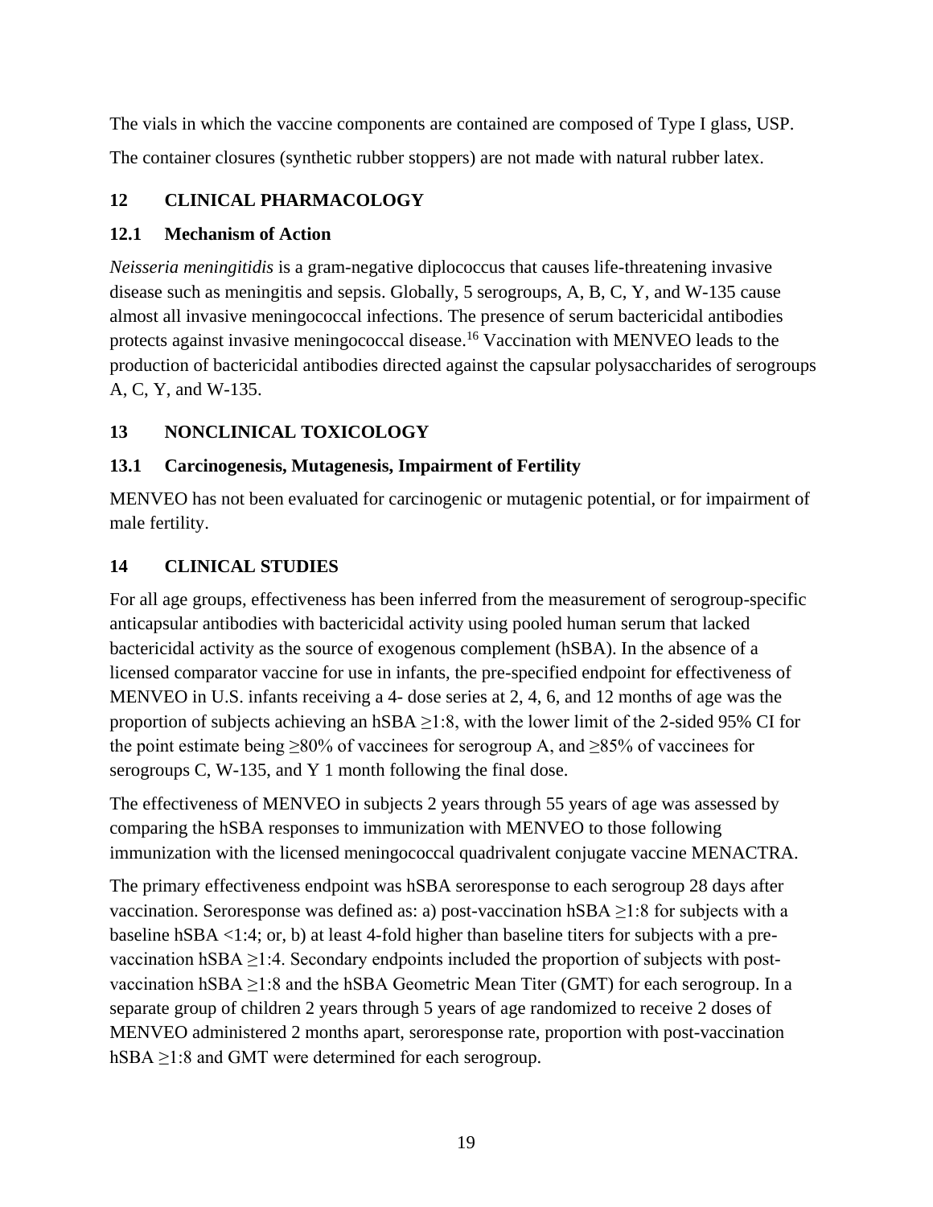The vials in which the vaccine components are contained are composed of Type I glass, USP.

The container closures (synthetic rubber stoppers) are not made with natural rubber latex.

## 12 CLINICAL PHARMACOLOGY

### 12.1 Mechanism of Action

*Neisseria meningitidis* is a gram-negative diplococcus that causes life-threatening invasive disease such as meningitis and sepsis. Globally, 5 serogroups, A, B, C, Y, and W-135 cause almost all invasive meningococcal infections. The presence of serum bactericidal antibodies protects against invasive meningococcal disease.[16] Vaccination with MENVEO leads to the production of bactericidal antibodies directed against the capsular polysaccharides of serogroups A, C, Y, and W-135.

## 13 NONCLINICAL TOXICOLOGY

### 13.1 Carcinogenesis, Mutagenesis, Impairment of Fertility

MENVEO has not been evaluated for carcinogenic or mutagenic potential, or for impairment of male fertility.

## 14 CLINICAL STUDIES

For all age groups, effectiveness has been inferred from the measurement of serogroup-specific anticapsular antibodies with bactericidal activity using pooled human serum that lacked bactericidal activity as the source of exogenous complement (hSBA). In the absence of a licensed comparator vaccine for use in infants, the pre-specified endpoint for effectiveness of MENVEO in U.S. infants receiving a 4- dose series at 2, 4, 6, and 12 months of age was the proportion of subjects achieving an hSBA ≥1:8, with the lower limit of the 2-sided 95% CI for the point estimate being ≥80% of vaccinees for serogroup A, and ≥85% of vaccinees for serogroups C, W-135, and Y 1 month following the final dose.

The effectiveness of MENVEO in subjects 2 years through 55 years of age was assessed by comparing the hSBA responses to immunization with MENVEO to those following immunization with the licensed meningococcal quadrivalent conjugate vaccine MENACTRA.

The primary effectiveness endpoint was hSBA seroresponse to each serogroup 28 days after vaccination. Seroresponse was defined as: a) post-vaccination hSBA ≥1:8 for subjects with a baseline hSBA <1:4; or, b) at least 4-fold higher than baseline titers for subjects with a pre-vaccination hSBA ≥1:4. Secondary endpoints included the proportion of subjects with post-vaccination hSBA ≥1:8 and the hSBA Geometric Mean Titer (GMT) for each serogroup. In a separate group of children 2 years through 5 years of age randomized to receive 2 doses of MENVEO administered 2 months apart, seroresponse rate, proportion with post-vaccination hSBA ≥1:8 and GMT were determined for each serogroup.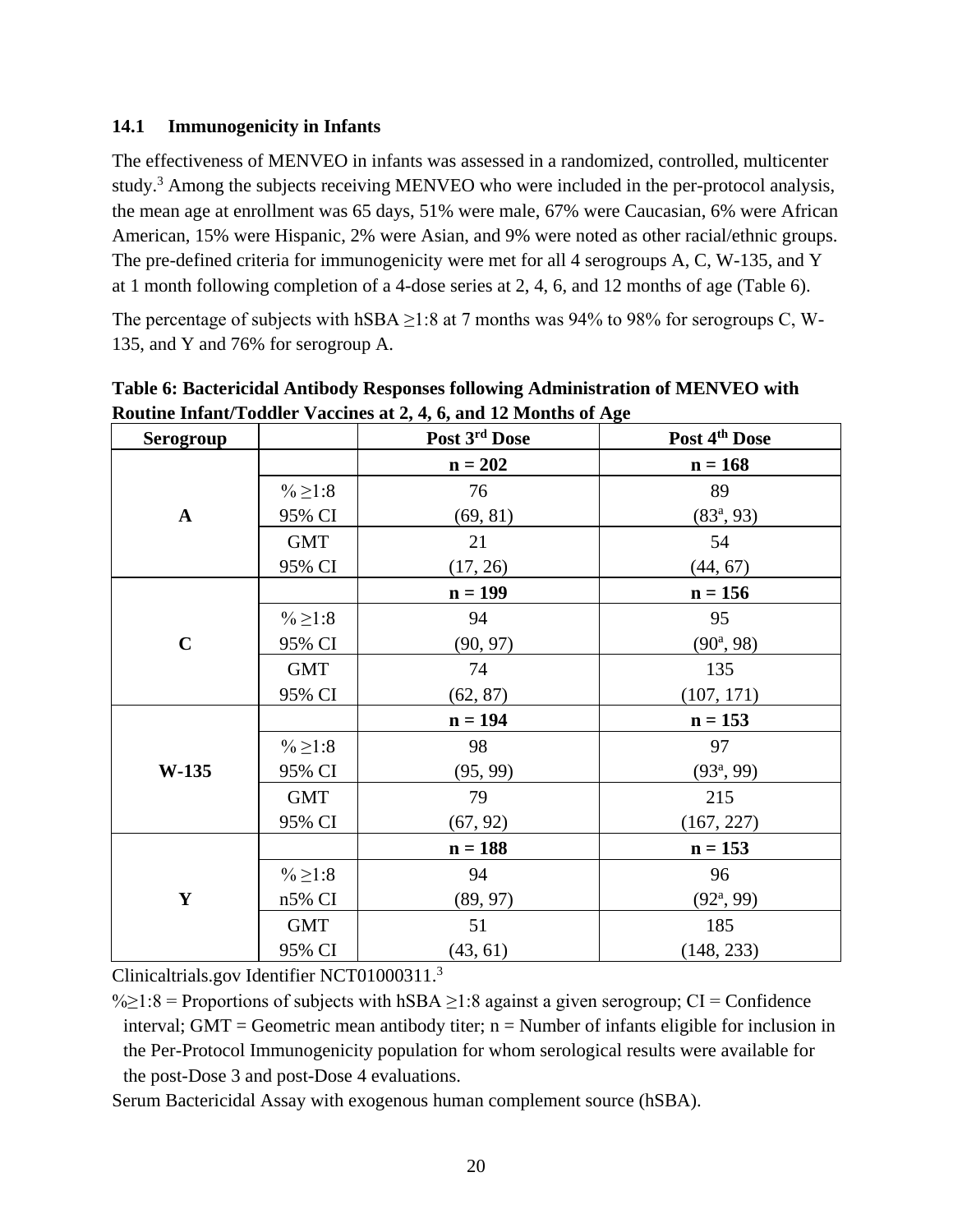### 14.1 Immunogenicity in Infants

The effectiveness of MENVEO in infants was assessed in a randomized, controlled, multicenter study.[3] Among the subjects receiving MENVEO who were included in the per-protocol analysis, the mean age at enrollment was 65 days, 51% were male, 67% were Caucasian, 6% were African American, 15% were Hispanic, 2% were Asian, and 9% were noted as other racial/ethnic groups. The pre-defined criteria for immunogenicity were met for all 4 serogroups A, C, W-135, and Y at 1 month following completion of a 4-dose series at 2, 4, 6, and 12 months of age (Table 6).

The percentage of subjects with hSBA ≥1:8 at 7 months was 94% to 98% for serogroups C, W-135, and Y and 76% for serogroup A.

**Table 6: Bactericidal Antibody Responses following Administration of MENVEO with Routine Infant/Toddler Vaccines at 2, 4, 6, and 12 Months of Age**

| Serogroup | | Post 3rd Dose | Post 4th Dose |
|---|---|---|---|
| A | | n = 202 | n = 168 |
| | % ≥1:8<br>95% CI | 76<br>(69, 81) | 89<br>(83[a], 93) |
| | GMT<br>95% CI | 21<br>(17, 26) | 54<br>(44, 67) |
| C | | n = 199 | n = 156 |
| | % ≥1:8<br>95% CI | 94<br>(90, 97) | 95<br>(90[a], 98) |
| | GMT<br>95% CI | 74<br>(62, 87) | 135<br>(107, 171) |
| W-135 | | n = 194 | n = 153 |
| | % ≥1:8<br>95% CI | 98<br>(95, 99) | 97<br>(93[a], 99) |
| | GMT<br>95% CI | 79<br>(67, 92) | 215<br>(167, 227) |
| Y | | n = 188 | n = 153 |
| | % ≥1:8<br>n5% CI | 94<br>(89, 97) | 96<br>(92[a], 99) |
| | GMT<br>95% CI | 51<br>(43, 61) | 185<br>(148, 233) |

Clinicaltrials.gov Identifier NCT01000311.[3]

%≥1:8 = Proportions of subjects with hSBA ≥1:8 against a given serogroup; CI = Confidence interval; GMT = Geometric mean antibody titer; n = Number of infants eligible for inclusion in the Per-Protocol Immunogenicity population for whom serological results were available for the post-Dose 3 and post-Dose 4 evaluations.

Serum Bactericidal Assay with exogenous human complement source (hSBA).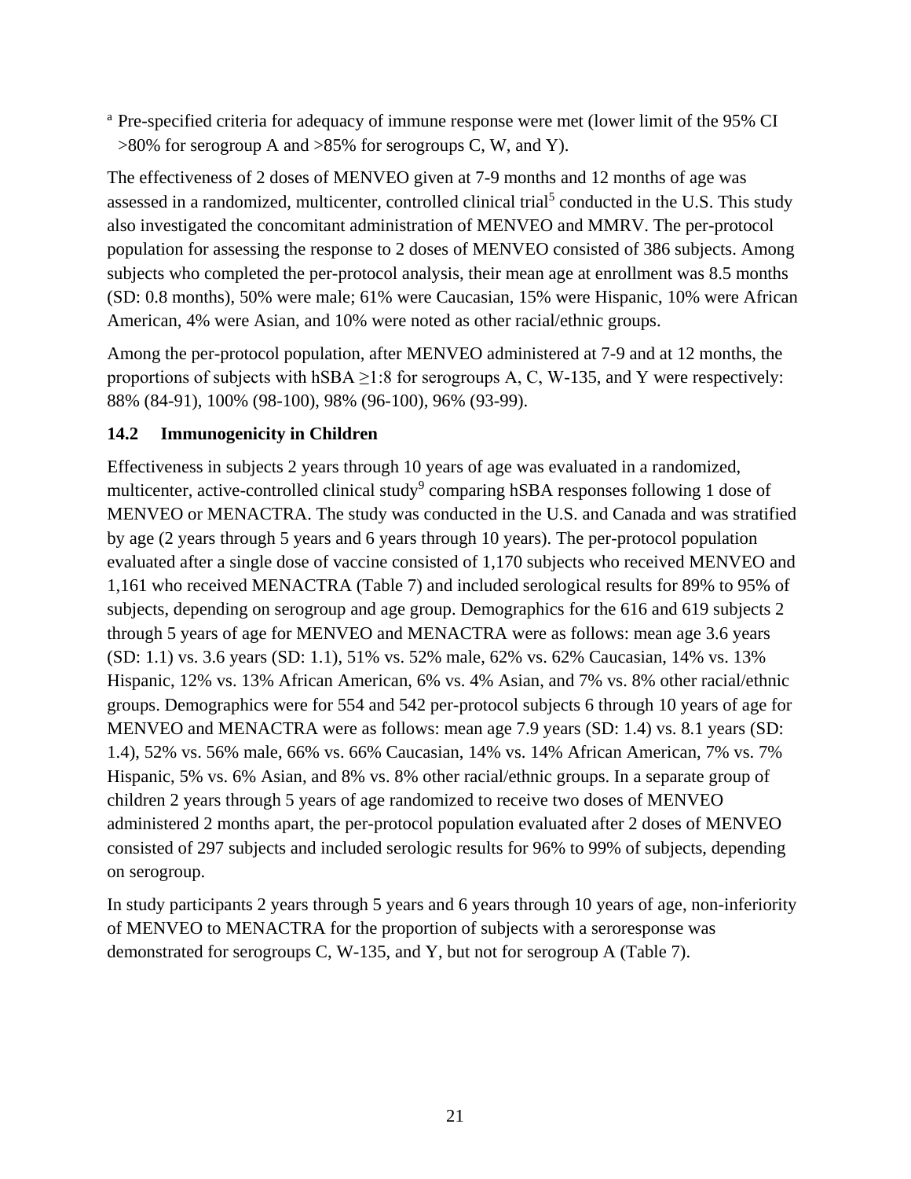[a] Pre-specified criteria for adequacy of immune response were met (lower limit of the 95% CI >80% for serogroup A and >85% for serogroups C, W, and Y).

The effectiveness of 2 doses of MENVEO given at 7-9 months and 12 months of age was assessed in a randomized, multicenter, controlled clinical trial[5] conducted in the U.S. This study also investigated the concomitant administration of MENVEO and MMRV. The per-protocol population for assessing the response to 2 doses of MENVEO consisted of 386 subjects. Among subjects who completed the per-protocol analysis, their mean age at enrollment was 8.5 months (SD: 0.8 months), 50% were male; 61% were Caucasian, 15% were Hispanic, 10% were African American, 4% were Asian, and 10% were noted as other racial/ethnic groups.

Among the per-protocol population, after MENVEO administered at 7-9 and at 12 months, the proportions of subjects with hSBA ≥1:8 for serogroups A, C, W-135, and Y were respectively: 88% (84-91), 100% (98-100), 98% (96-100), 96% (93-99).

### 14.2 Immunogenicity in Children

Effectiveness in subjects 2 years through 10 years of age was evaluated in a randomized, multicenter, active-controlled clinical study[9] comparing hSBA responses following 1 dose of MENVEO or MENACTRA. The study was conducted in the U.S. and Canada and was stratified by age (2 years through 5 years and 6 years through 10 years). The per-protocol population evaluated after a single dose of vaccine consisted of 1,170 subjects who received MENVEO and 1,161 who received MENACTRA (Table 7) and included serological results for 89% to 95% of subjects, depending on serogroup and age group. Demographics for the 616 and 619 subjects 2 through 5 years of age for MENVEO and MENACTRA were as follows: mean age 3.6 years (SD: 1.1) vs. 3.6 years (SD: 1.1), 51% vs. 52% male, 62% vs. 62% Caucasian, 14% vs. 13% Hispanic, 12% vs. 13% African American, 6% vs. 4% Asian, and 7% vs. 8% other racial/ethnic groups. Demographics were for 554 and 542 per-protocol subjects 6 through 10 years of age for MENVEO and MENACTRA were as follows: mean age 7.9 years (SD: 1.4) vs. 8.1 years (SD: 1.4), 52% vs. 56% male, 66% vs. 66% Caucasian, 14% vs. 14% African American, 7% vs. 7% Hispanic, 5% vs. 6% Asian, and 8% vs. 8% other racial/ethnic groups. In a separate group of children 2 years through 5 years of age randomized to receive two doses of MENVEO administered 2 months apart, the per-protocol population evaluated after 2 doses of MENVEO consisted of 297 subjects and included serologic results for 96% to 99% of subjects, depending on serogroup.

In study participants 2 years through 5 years and 6 years through 10 years of age, non-inferiority of MENVEO to MENACTRA for the proportion of subjects with a seroresponse was demonstrated for serogroups C, W-135, and Y, but not for serogroup A (Table 7).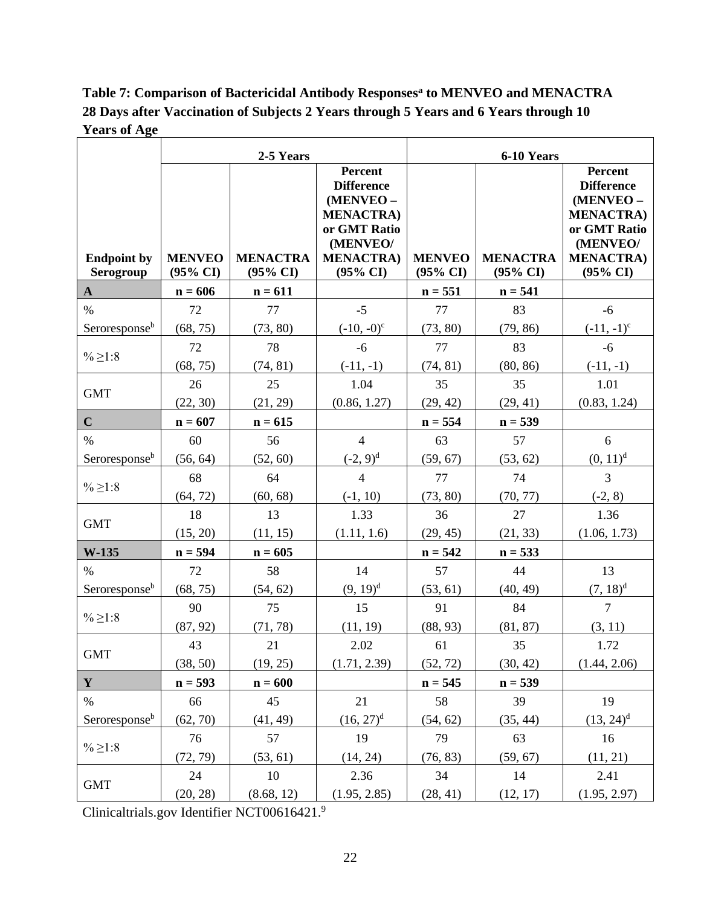**Table 7: Comparison of Bactericidal Antibody Responses[a] to MENVEO and MENACTRA 28 Days after Vaccination of Subjects 2 Years through 5 Years and 6 Years through 10 Years of Age**

| | 2-5 Years | | | 6-10 Years | | |
|---|---|---|---|---|---|---|
| Endpoint by Serogroup | MENVEO (95% CI) | MENACTRA (95% CI) | Percent Difference (MENVEO – MENACTRA) or GMT Ratio (MENVEO/ MENACTRA) (95% CI) | MENVEO (95% CI) | MENACTRA (95% CI) | Percent Difference (MENVEO – MENACTRA) or GMT Ratio (MENVEO/ MENACTRA) (95% CI) |
| **A** | **n = 606** | **n = 611** | | **n = 551** | **n = 541** | |
| % Seroresponse[b] | 72 (68, 75) | 77 (73, 80) | -5 (-10, -0)[c] | 77 (73, 80) | 83 (79, 86) | -6 (-11, -1)[c] |
| % ≥1:8 | 72 (68, 75) | 78 (74, 81) | -6 (-11, -1) | 77 (74, 81) | 83 (80, 86) | -6 (-11, -1) |
| GMT | 26 (22, 30) | 25 (21, 29) | 1.04 (0.86, 1.27) | 35 (29, 42) | 35 (29, 41) | 1.01 (0.83, 1.24) |
| **C** | **n = 607** | **n = 615** | | **n = 554** | **n = 539** | |
| % Seroresponse[b] | 60 (56, 64) | 56 (52, 60) | 4 (-2, 9)[d] | 63 (59, 67) | 57 (53, 62) | 6 (0, 11)[d] |
| % ≥1:8 | 68 (64, 72) | 64 (60, 68) | 4 (-1, 10) | 77 (73, 80) | 74 (70, 77) | 3 (-2, 8) |
| GMT | 18 (15, 20) | 13 (11, 15) | 1.33 (1.11, 1.6) | 36 (29, 45) | 27 (21, 33) | 1.36 (1.06, 1.73) |
| **W-135** | **n = 594** | **n = 605** | | **n = 542** | **n = 533** | |
| % Seroresponse[b] | 72 (68, 75) | 58 (54, 62) | 14 (9, 19)[d] | 57 (53, 61) | 44 (40, 49) | 13 (7, 18)[d] |
| % ≥1:8 | 90 (87, 92) | 75 (71, 78) | 15 (11, 19) | 91 (88, 93) | 84 (81, 87) | 7 (3, 11) |
| GMT | 43 (38, 50) | 21 (19, 25) | 2.02 (1.71, 2.39) | 61 (52, 72) | 35 (30, 42) | 1.72 (1.44, 2.06) |
| **Y** | **n = 593** | **n = 600** | | **n = 545** | **n = 539** | |
| % Seroresponse[b] | 66 (62, 70) | 45 (41, 49) | 21 (16, 27)[d] | 58 (54, 62) | 39 (35, 44) | 19 (13, 24)[d] |
| % ≥1:8 | 76 (72, 79) | 57 (53, 61) | 19 (14, 24) | 79 (76, 83) | 63 (59, 67) | 16 (11, 21) |
| GMT | 24 (20, 28) | 10 (8.68, 12) | 2.36 (1.95, 2.85) | 34 (28, 41) | 14 (12, 17) | 2.41 (1.95, 2.97) |

Clinicaltrials.gov Identifier NCT00616421.[9]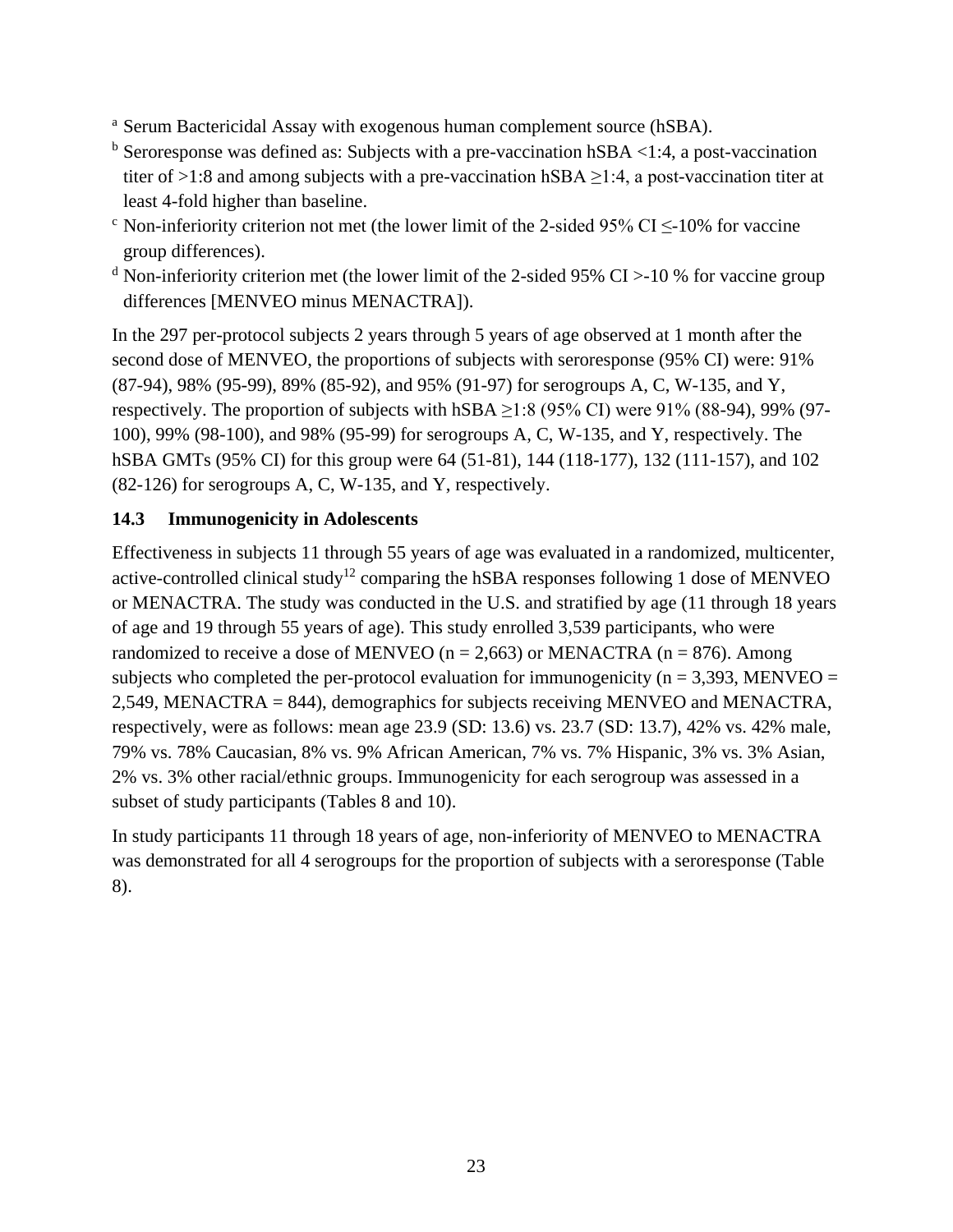[a] Serum Bactericidal Assay with exogenous human complement source (hSBA).

[b] Seroresponse was defined as: Subjects with a pre-vaccination hSBA <1:4, a post-vaccination titer of >1:8 and among subjects with a pre-vaccination hSBA ≥1:4, a post-vaccination titer at least 4-fold higher than baseline.

[c] Non-inferiority criterion not met (the lower limit of the 2-sided 95% CI ≤-10% for vaccine group differences).

[d] Non-inferiority criterion met (the lower limit of the 2-sided 95% CI >-10 % for vaccine group differences [MENVEO minus MENACTRA]).

In the 297 per-protocol subjects 2 years through 5 years of age observed at 1 month after the second dose of MENVEO, the proportions of subjects with seroresponse (95% CI) were: 91% (87-94), 98% (95-99), 89% (85-92), and 95% (91-97) for serogroups A, C, W-135, and Y, respectively. The proportion of subjects with hSBA ≥1:8 (95% CI) were 91% (88-94), 99% (97-100), 99% (98-100), and 98% (95-99) for serogroups A, C, W-135, and Y, respectively. The hSBA GMTs (95% CI) for this group were 64 (51-81), 144 (118-177), 132 (111-157), and 102 (82-126) for serogroups A, C, W-135, and Y, respectively.

### 14.3 Immunogenicity in Adolescents

Effectiveness in subjects 11 through 55 years of age was evaluated in a randomized, multicenter, active-controlled clinical study[12] comparing the hSBA responses following 1 dose of MENVEO or MENACTRA. The study was conducted in the U.S. and stratified by age (11 through 18 years of age and 19 through 55 years of age). This study enrolled 3,539 participants, who were randomized to receive a dose of MENVEO (n = 2,663) or MENACTRA (n = 876). Among subjects who completed the per-protocol evaluation for immunogenicity (n = 3,393, MENVEO = 2,549, MENACTRA = 844), demographics for subjects receiving MENVEO and MENACTRA, respectively, were as follows: mean age 23.9 (SD: 13.6) vs. 23.7 (SD: 13.7), 42% vs. 42% male, 79% vs. 78% Caucasian, 8% vs. 9% African American, 7% vs. 7% Hispanic, 3% vs. 3% Asian, 2% vs. 3% other racial/ethnic groups. Immunogenicity for each serogroup was assessed in a subset of study participants (Tables 8 and 10).

In study participants 11 through 18 years of age, non-inferiority of MENVEO to MENACTRA was demonstrated for all 4 serogroups for the proportion of subjects with a seroresponse (Table 8).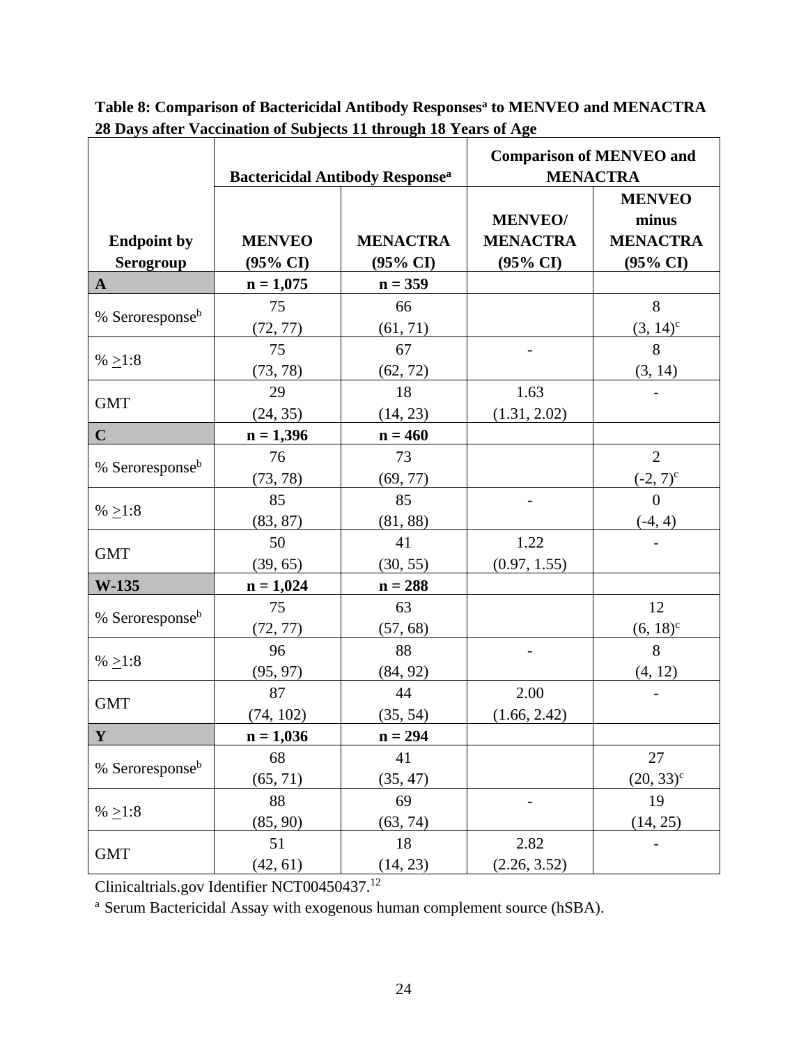**Table 8: Comparison of Bactericidal Antibody Responses[a] to MENVEO and MENACTRA 28 Days after Vaccination of Subjects 11 through 18 Years of Age**

| | Bactericidal Antibody Response[a] | | Comparison of MENVEO and MENACTRA | |
|---|---|---|---|---|
| **Endpoint by Serogroup** | **MENVEO (95% CI)** | **MENACTRA (95% CI)** | **MENVEO/ MENACTRA (95% CI)** | **MENVEO minus MENACTRA (95% CI)** |
| **A** | **n = 1,075** | **n = 359** | | |
| % Seroresponse[b] | 75 (72, 77) | 66 (61, 71) | | 8 (3, 14)[c] |
| % ≥1:8 | 75 (73, 78) | 67 (62, 72) | - | 8 (3, 14) |
| GMT | 29 (24, 35) | 18 (14, 23) | 1.63 (1.31, 2.02) | - |
| **C** | **n = 1,396** | **n = 460** | | |
| % Seroresponse[b] | 76 (73, 78) | 73 (69, 77) | | 2 (-2, 7)[c] |
| % ≥1:8 | 85 (83, 87) | 85 (81, 88) | - | 0 (-4, 4) |
| GMT | 50 (39, 65) | 41 (30, 55) | 1.22 (0.97, 1.55) | - |
| **W-135** | **n = 1,024** | **n = 288** | | |
| % Seroresponse[b] | 75 (72, 77) | 63 (57, 68) | | 12 (6, 18)[c] |
| % ≥1:8 | 96 (95, 97) | 88 (84, 92) | - | 8 (4, 12) |
| GMT | 87 (74, 102) | 44 (35, 54) | 2.00 (1.66, 2.42) | - |
| **Y** | **n = 1,036** | **n = 294** | | |
| % Seroresponse[b] | 68 (65, 71) | 41 (35, 47) | | 27 (20, 33)[c] |
| % ≥1:8 | 88 (85, 90) | 69 (63, 74) | - | 19 (14, 25) |
| GMT | 51 (42, 61) | 18 (14, 23) | 2.82 (2.26, 3.52) | - |

Clinicaltrials.gov Identifier NCT00450437.[12]

[a] Serum Bactericidal Assay with exogenous human complement source (hSBA).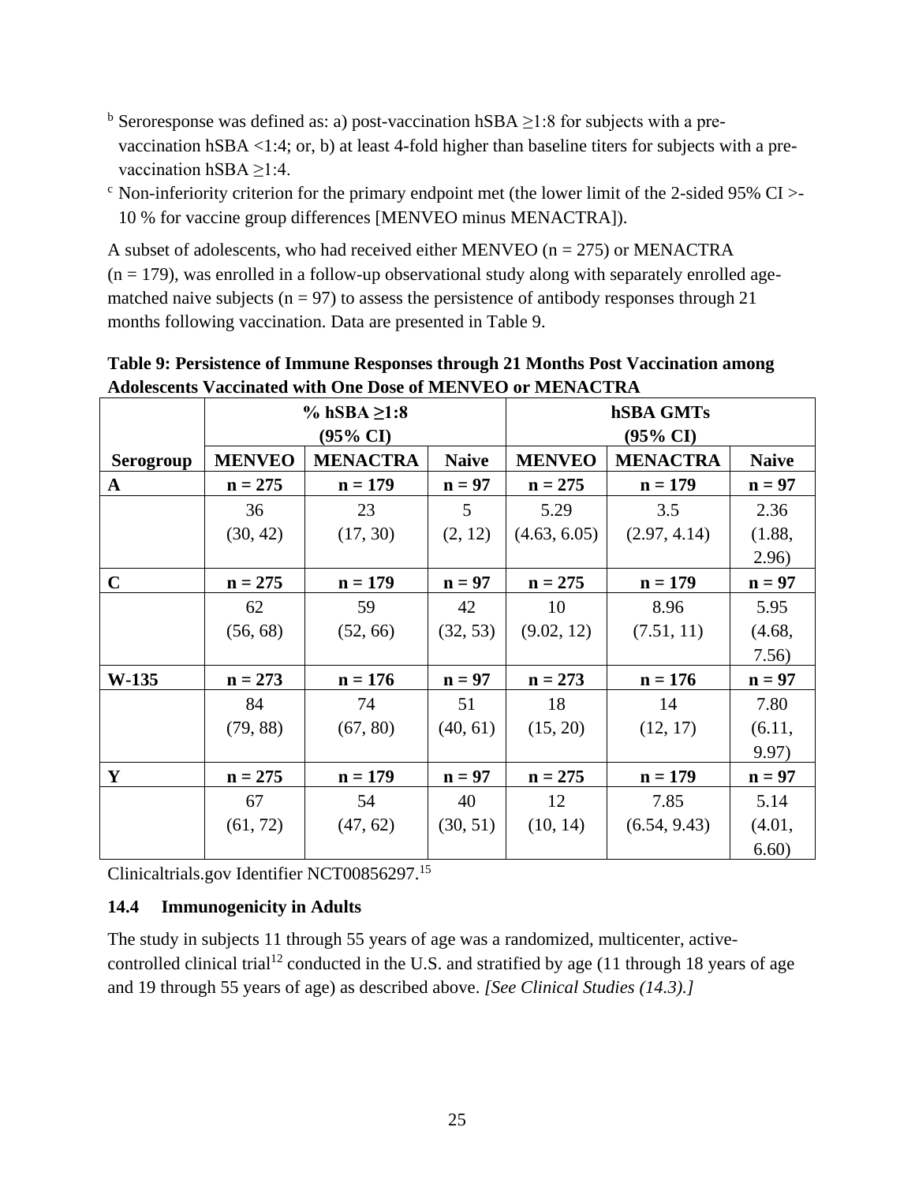[b] Seroresponse was defined as: a) post-vaccination hSBA ≥1:8 for subjects with a pre-vaccination hSBA <1:4; or, b) at least 4-fold higher than baseline titers for subjects with a pre-vaccination hSBA ≥1:4.

[c] Non-inferiority criterion for the primary endpoint met (the lower limit of the 2-sided 95% CI >-10 % for vaccine group differences [MENVEO minus MENACTRA]).

A subset of adolescents, who had received either MENVEO (n = 275) or MENACTRA (n = 179), was enrolled in a follow-up observational study along with separately enrolled age-matched naive subjects (n = 97) to assess the persistence of antibody responses through 21 months following vaccination. Data are presented in Table 9.

**Table 9: Persistence of Immune Responses through 21 Months Post Vaccination among Adolescents Vaccinated with One Dose of MENVEO or MENACTRA**

| | % hSBA ≥1:8 (95% CI) | | | hSBA GMTs (95% CI) | | |
|---|---|---|---|---|---|---|
| **Serogroup** | **MENVEO** | **MENACTRA** | **Naive** | **MENVEO** | **MENACTRA** | **Naive** |
| **A** | **n = 275** | **n = 179** | **n = 97** | **n = 275** | **n = 179** | **n = 97** |
| | 36 (30, 42) | 23 (17, 30) | 5 (2, 12) | 5.29 (4.63, 6.05) | 3.5 (2.97, 4.14) | 2.36 (1.88, 2.96) |
| **C** | **n = 275** | **n = 179** | **n = 97** | **n = 275** | **n = 179** | **n = 97** |
| | 62 (56, 68) | 59 (52, 66) | 42 (32, 53) | 10 (9.02, 12) | 8.96 (7.51, 11) | 5.95 (4.68, 7.56) |
| **W-135** | **n = 273** | **n = 176** | **n = 97** | **n = 273** | **n = 176** | **n = 97** |
| | 84 (79, 88) | 74 (67, 80) | 51 (40, 61) | 18 (15, 20) | 14 (12, 17) | 7.80 (6.11, 9.97) |
| **Y** | **n = 275** | **n = 179** | **n = 97** | **n = 275** | **n = 179** | **n = 97** |
| | 67 (61, 72) | 54 (47, 62) | 40 (30, 51) | 12 (10, 14) | 7.85 (6.54, 9.43) | 5.14 (4.01, 6.60) |

Clinicaltrials.gov Identifier NCT00856297.[15]

### 14.4 Immunogenicity in Adults

The study in subjects 11 through 55 years of age was a randomized, multicenter, active-controlled clinical trial[12] conducted in the U.S. and stratified by age (11 through 18 years of age and 19 through 55 years of age) as described above. *[See Clinical Studies (14.3).]*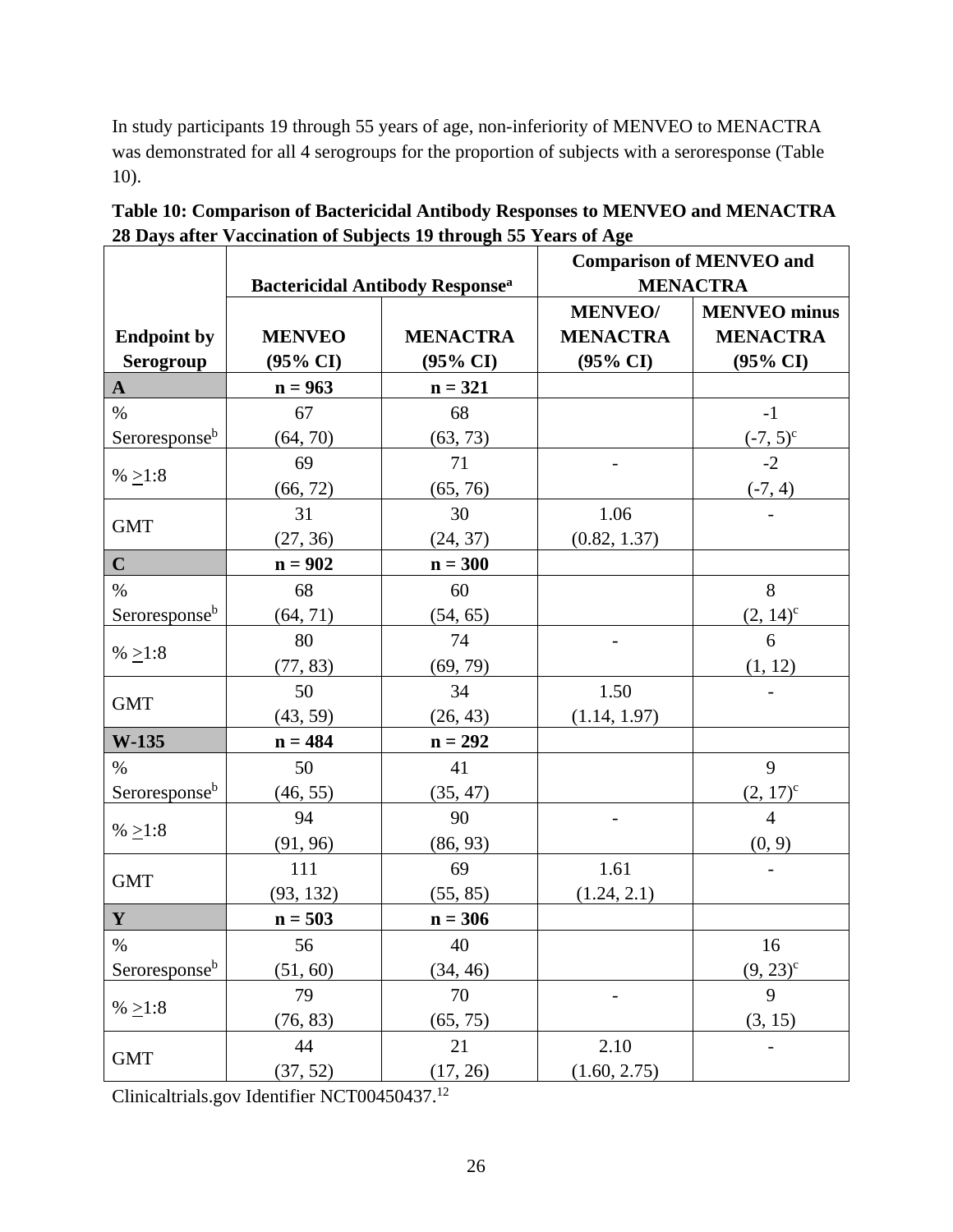In study participants 19 through 55 years of age, non-inferiority of MENVEO to MENACTRA was demonstrated for all 4 serogroups for the proportion of subjects with a seroresponse (Table 10).

**Table 10: Comparison of Bactericidal Antibody Responses to MENVEO and MENACTRA 28 Days after Vaccination of Subjects 19 through 55 Years of Age**

| | Bactericidal Antibody Response[a] | | Comparison of MENVEO and MENACTRA | |
|---|---|---|---|---|
| **Endpoint by Serogroup** | **MENVEO (95% CI)** | **MENACTRA (95% CI)** | **MENVEO/ MENACTRA (95% CI)** | **MENVEO minus MENACTRA (95% CI)** |
| **A** | **n = 963** | **n = 321** | | |
| % Seroresponse[b] | 67 (64, 70) | 68 (63, 73) | | -1 (-7, 5)[c] |
| % ≥1:8 | 69 (66, 72) | 71 (65, 76) | - | -2 (-7, 4) |
| GMT | 31 (27, 36) | 30 (24, 37) | 1.06 (0.82, 1.37) | - |
| **C** | **n = 902** | **n = 300** | | |
| % Seroresponse[b] | 68 (64, 71) | 60 (54, 65) | | 8 (2, 14)[c] |
| % ≥1:8 | 80 (77, 83) | 74 (69, 79) | - | 6 (1, 12) |
| GMT | 50 (43, 59) | 34 (26, 43) | 1.50 (1.14, 1.97) | - |
| **W-135** | **n = 484** | **n = 292** | | |
| % Seroresponse[b] | 50 (46, 55) | 41 (35, 47) | | 9 (2, 17)[c] |
| % ≥1:8 | 94 (91, 96) | 90 (86, 93) | - | 4 (0, 9) |
| GMT | 111 (93, 132) | 69 (55, 85) | 1.61 (1.24, 2.1) | - |
| **Y** | **n = 503** | **n = 306** | | |
| % Seroresponse[b] | 56 (51, 60) | 40 (34, 46) | | 16 (9, 23)[c] |
| % ≥1:8 | 79 (76, 83) | 70 (65, 75) | - | 9 (3, 15) |
| GMT | 44 (37, 52) | 21 (17, 26) | 2.10 (1.60, 2.75) | - |

Clinicaltrials.gov Identifier NCT00450437.[12]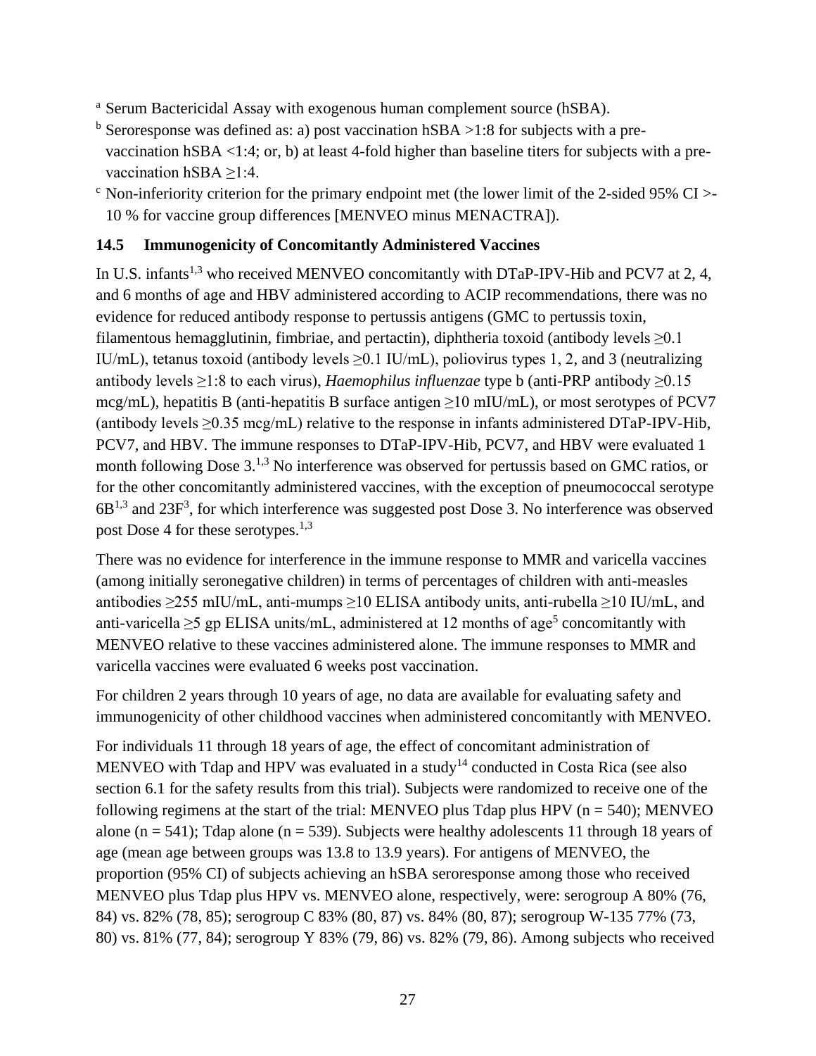[a] Serum Bactericidal Assay with exogenous human complement source (hSBA).

[b] Seroresponse was defined as: a) post vaccination hSBA >1:8 for subjects with a pre-vaccination hSBA <1:4; or, b) at least 4-fold higher than baseline titers for subjects with a pre-vaccination hSBA ≥1:4.

[c] Non-inferiority criterion for the primary endpoint met (the lower limit of the 2-sided 95% CI >-10 % for vaccine group differences [MENVEO minus MENACTRA]).

### 14.5 Immunogenicity of Concomitantly Administered Vaccines

In U.S. infants[1,3] who received MENVEO concomitantly with DTaP-IPV-Hib and PCV7 at 2, 4, and 6 months of age and HBV administered according to ACIP recommendations, there was no evidence for reduced antibody response to pertussis antigens (GMC to pertussis toxin, filamentous hemagglutinin, fimbriae, and pertactin), diphtheria toxoid (antibody levels ≥0.1 IU/mL), tetanus toxoid (antibody levels ≥0.1 IU/mL), poliovirus types 1, 2, and 3 (neutralizing antibody levels ≥1:8 to each virus), *Haemophilus influenzae* type b (anti-PRP antibody ≥0.15 mcg/mL), hepatitis B (anti-hepatitis B surface antigen ≥10 mIU/mL), or most serotypes of PCV7 (antibody levels ≥0.35 mcg/mL) relative to the response in infants administered DTaP-IPV-Hib, PCV7, and HBV. The immune responses to DTaP-IPV-Hib, PCV7, and HBV were evaluated 1 month following Dose 3.[1,3] No interference was observed for pertussis based on GMC ratios, or for the other concomitantly administered vaccines, with the exception of pneumococcal serotype 6B[1,3] and 23F[3], for which interference was suggested post Dose 3. No interference was observed post Dose 4 for these serotypes.[1,3]

There was no evidence for interference in the immune response to MMR and varicella vaccines (among initially seronegative children) in terms of percentages of children with anti-measles antibodies ≥255 mIU/mL, anti-mumps ≥10 ELISA antibody units, anti-rubella ≥10 IU/mL, and anti-varicella ≥5 gp ELISA units/mL, administered at 12 months of age[5] concomitantly with MENVEO relative to these vaccines administered alone. The immune responses to MMR and varicella vaccines were evaluated 6 weeks post vaccination.

For children 2 years through 10 years of age, no data are available for evaluating safety and immunogenicity of other childhood vaccines when administered concomitantly with MENVEO.

For individuals 11 through 18 years of age, the effect of concomitant administration of MENVEO with Tdap and HPV was evaluated in a study[14] conducted in Costa Rica (see also section 6.1 for the safety results from this trial). Subjects were randomized to receive one of the following regimens at the start of the trial: MENVEO plus Tdap plus HPV (n = 540); MENVEO alone (n = 541); Tdap alone (n = 539). Subjects were healthy adolescents 11 through 18 years of age (mean age between groups was 13.8 to 13.9 years). For antigens of MENVEO, the proportion (95% CI) of subjects achieving an hSBA seroresponse among those who received MENVEO plus Tdap plus HPV vs. MENVEO alone, respectively, were: serogroup A 80% (76, 84) vs. 82% (78, 85); serogroup C 83% (80, 87) vs. 84% (80, 87); serogroup W-135 77% (73, 80) vs. 81% (77, 84); serogroup Y 83% (79, 86) vs. 82% (79, 86). Among subjects who received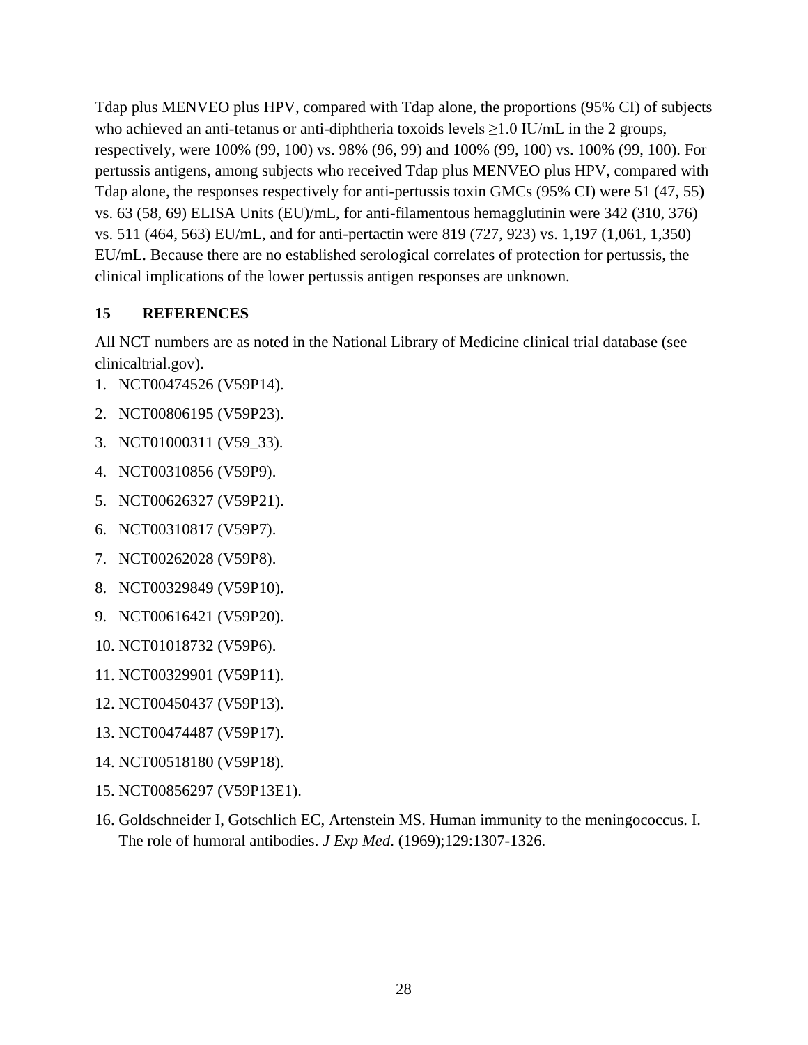Tdap plus MENVEO plus HPV, compared with Tdap alone, the proportions (95% CI) of subjects who achieved an anti-tetanus or anti-diphtheria toxoids levels ≥1.0 IU/mL in the 2 groups, respectively, were 100% (99, 100) vs. 98% (96, 99) and 100% (99, 100) vs. 100% (99, 100). For pertussis antigens, among subjects who received Tdap plus MENVEO plus HPV, compared with Tdap alone, the responses respectively for anti-pertussis toxin GMCs (95% CI) were 51 (47, 55) vs. 63 (58, 69) ELISA Units (EU)/mL, for anti-filamentous hemagglutinin were 342 (310, 376) vs. 511 (464, 563) EU/mL, and for anti-pertactin were 819 (727, 923) vs. 1,197 (1,061, 1,350) EU/mL. Because there are no established serological correlates of protection for pertussis, the clinical implications of the lower pertussis antigen responses are unknown.

## 15 REFERENCES

All NCT numbers are as noted in the National Library of Medicine clinical trial database (see clinicaltrial.gov).

1. NCT00474526 (V59P14).
2. NCT00806195 (V59P23).
3. NCT01000311 (V59_33).
4. NCT00310856 (V59P9).
5. NCT00626327 (V59P21).
6. NCT00310817 (V59P7).
7. NCT00262028 (V59P8).
8. NCT00329849 (V59P10).
9. NCT00616421 (V59P20).
10. NCT01018732 (V59P6).
11. NCT00329901 (V59P11).
12. NCT00450437 (V59P13).
13. NCT00474487 (V59P17).
14. NCT00518180 (V59P18).
15. NCT00856297 (V59P13E1).
16. Goldschneider I, Gotschlich EC, Artenstein MS. Human immunity to the meningococcus. I. The role of humoral antibodies. *J Exp Med*. (1969);129:1307-1326.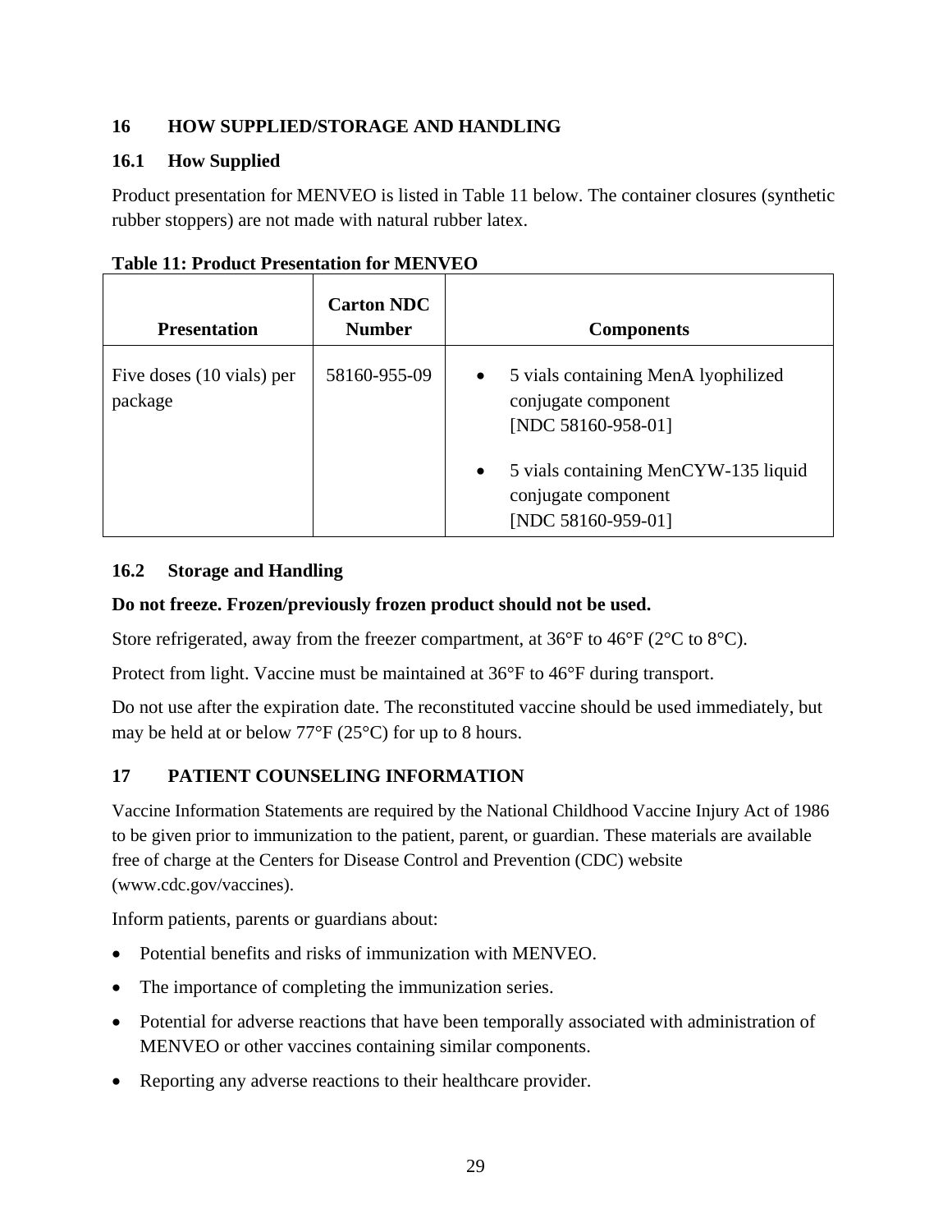## 16 HOW SUPPLIED/STORAGE AND HANDLING

### 16.1 How Supplied

Product presentation for MENVEO is listed in Table 11 below. The container closures (synthetic rubber stoppers) are not made with natural rubber latex.

**Table 11: Product Presentation for MENVEO**

| Presentation | Carton NDC Number | Components |
|---|---|---|
| Five doses (10 vials) per package | 58160-955-09 | • 5 vials containing MenA lyophilized conjugate component [NDC 58160-958-01]<br>• 5 vials containing MenCYW-135 liquid conjugate component [NDC 58160-959-01] |

### 16.2 Storage and Handling

**Do not freeze. Frozen/previously frozen product should not be used.**

Store refrigerated, away from the freezer compartment, at 36°F to 46°F (2°C to 8°C).

Protect from light. Vaccine must be maintained at 36°F to 46°F during transport.

Do not use after the expiration date. The reconstituted vaccine should be used immediately, but may be held at or below 77°F (25°C) for up to 8 hours.

## 17 PATIENT COUNSELING INFORMATION

Vaccine Information Statements are required by the National Childhood Vaccine Injury Act of 1986 to be given prior to immunization to the patient, parent, or guardian. These materials are available free of charge at the Centers for Disease Control and Prevention (CDC) website (www.cdc.gov/vaccines).

Inform patients, parents or guardians about:

- Potential benefits and risks of immunization with MENVEO.
- The importance of completing the immunization series.
- Potential for adverse reactions that have been temporally associated with administration of MENVEO or other vaccines containing similar components.
- Reporting any adverse reactions to their healthcare provider.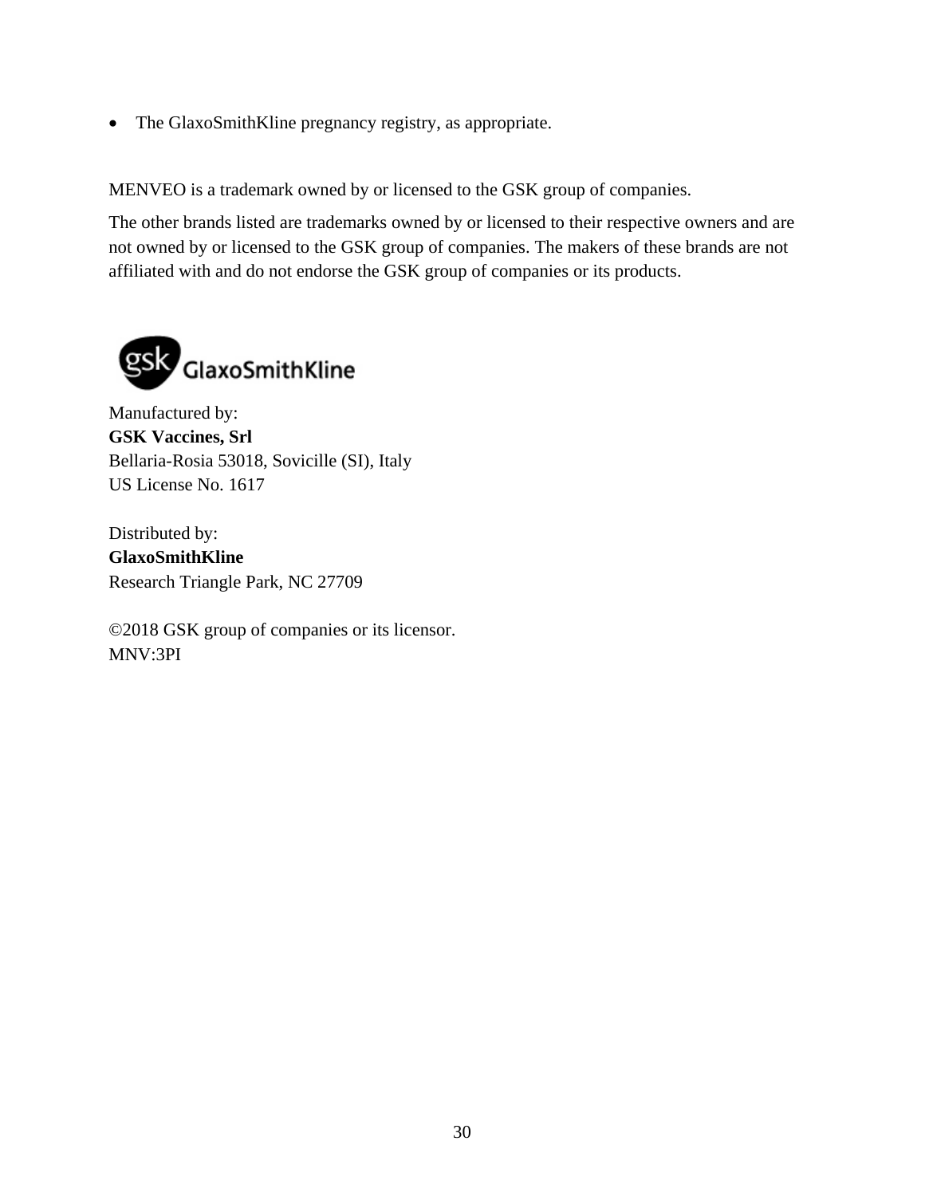- The GlaxoSmithKline pregnancy registry, as appropriate.

MENVEO is a trademark owned by or licensed to the GSK group of companies.

The other brands listed are trademarks owned by or licensed to their respective owners and are not owned by or licensed to the GSK group of companies. The makers of these brands are not affiliated with and do not endorse the GSK group of companies or its products.

gsk GlaxoSmithKline

Manufactured by:
**GSK Vaccines, Srl**
Bellaria-Rosia 53018, Sovicille (SI), Italy
US License No. 1617

Distributed by:
**GlaxoSmithKline**
Research Triangle Park, NC 27709

©2018 GSK group of companies or its licensor.
MNV:3PI